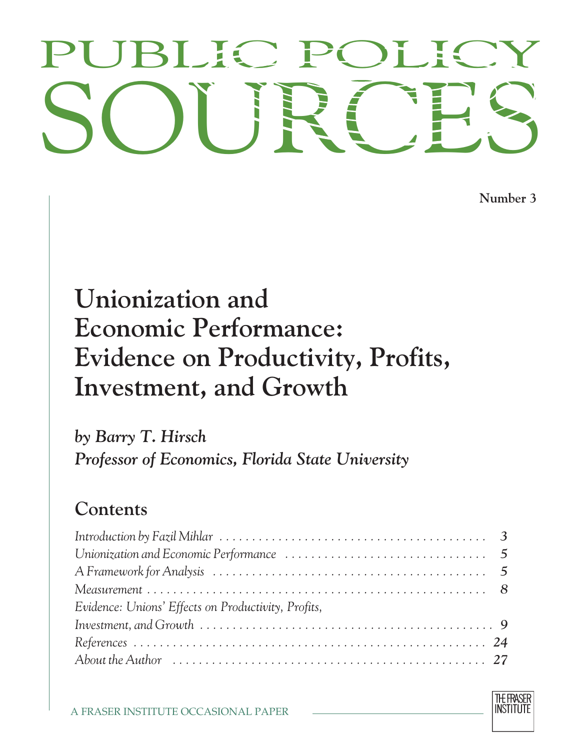# PUBLIC POLICY SOURCES

**Number 3**

# Unionization and Economic Performance: Evidence on Productivity, Profits, Investment, and Growth

***by Barry T. Hirsch***
***Professor of Economics, Florida State University***

## Contents

*Introduction by Fazil Mihlar* . . . . . . . . . . 3
*Unionization and Economic Performance* . . . . . . . . . . 5
*A Framework for Analysis* . . . . . . . . . . 5
*Measurement* . . . . . . . . . . 8
*Evidence: Unions' Effects on Productivity, Profits, Investment, and Growth* . . . . . . . . . . 9
*References* . . . . . . . . . . 24
*About the Author* . . . . . . . . . . 27

A FRASER INSTITUTE OCCASIONAL PAPER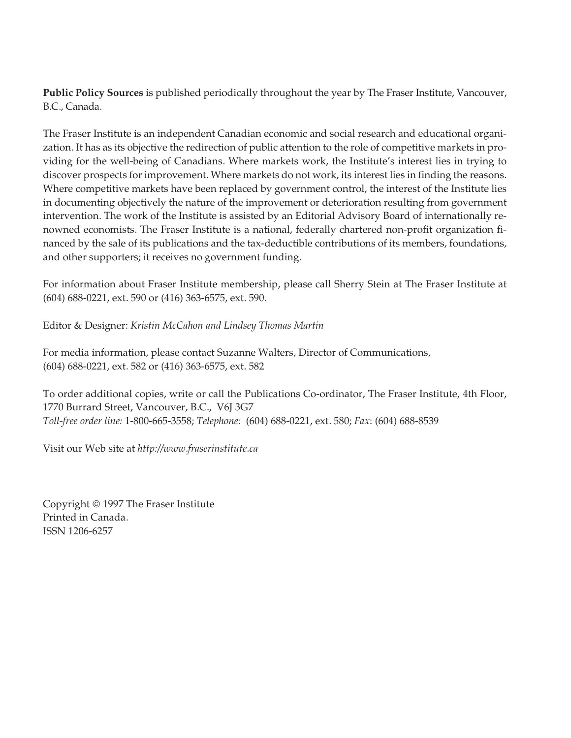**Public Policy Sources** is published periodically throughout the year by The Fraser Institute, Vancouver, B.C., Canada.

The Fraser Institute is an independent Canadian economic and social research and educational organization. It has as its objective the redirection of public attention to the role of competitive markets in providing for the well-being of Canadians. Where markets work, the Institute's interest lies in trying to discover prospects for improvement. Where markets do not work, its interest lies in finding the reasons. Where competitive markets have been replaced by government control, the interest of the Institute lies in documenting objectively the nature of the improvement or deterioration resulting from government intervention. The work of the Institute is assisted by an Editorial Advisory Board of internationally renowned economists. The Fraser Institute is a national, federally chartered non-profit organization financed by the sale of its publications and the tax-deductible contributions of its members, foundations, and other supporters; it receives no government funding.

For information about Fraser Institute membership, please call Sherry Stein at The Fraser Institute at (604) 688-0221, ext. 590 or (416) 363-6575, ext. 590.

Editor & Designer: *Kristin McCahon and Lindsey Thomas Martin*

For media information, please contact Suzanne Walters, Director of Communications,
(604) 688-0221, ext. 582 or (416) 363-6575, ext. 582

To order additional copies, write or call the Publications Co-ordinator, The Fraser Institute, 4th Floor, 1770 Burrard Street, Vancouver, B.C., V6J 3G7
*Toll-free order line:* 1-800-665-3558; *Telephone:* (604) 688-0221, ext. 580; *Fax*: (604) 688-8539

Visit our Web site at *http://www.fraserinstitute.ca*

Copyright © 1997 The Fraser Institute
Printed in Canada.
ISSN 1206-6257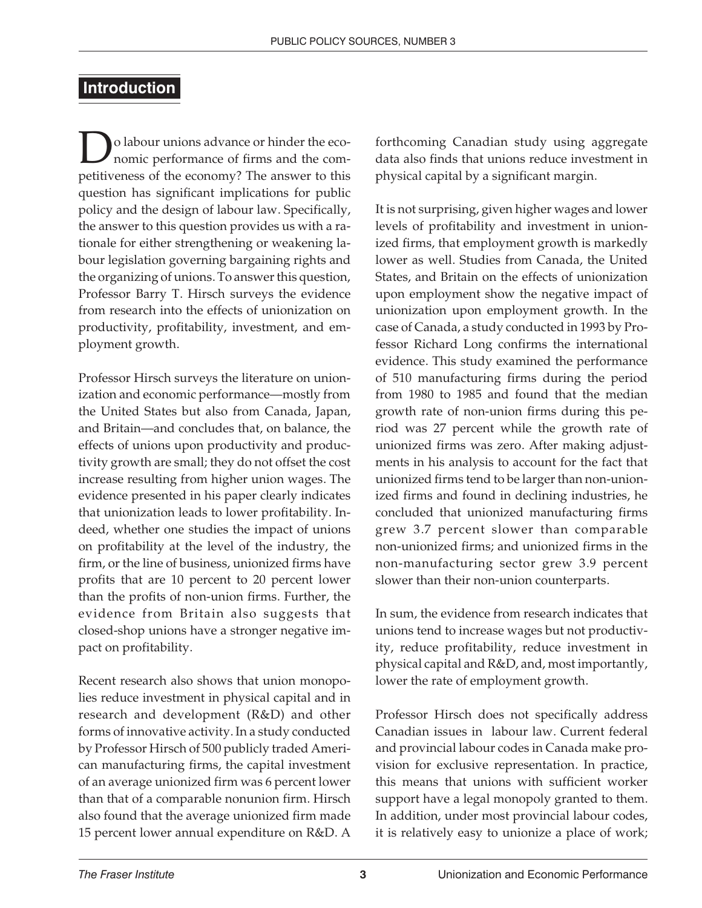## Introduction

Do labour unions advance or hinder the economic performance of firms and the competitiveness of the economy? The answer to this question has significant implications for public policy and the design of labour law. Specifically, the answer to this question provides us with a rationale for either strengthening or weakening labour legislation governing bargaining rights and the organizing of unions. To answer this question, Professor Barry T. Hirsch surveys the evidence from research into the effects of unionization on productivity, profitability, investment, and employment growth.

Professor Hirsch surveys the literature on unionization and economic performance—mostly from the United States but also from Canada, Japan, and Britain—and concludes that, on balance, the effects of unions upon productivity and productivity growth are small; they do not offset the cost increase resulting from higher union wages. The evidence presented in his paper clearly indicates that unionization leads to lower profitability. Indeed, whether one studies the impact of unions on profitability at the level of the industry, the firm, or the line of business, unionized firms have profits that are 10 percent to 20 percent lower than the profits of non-union firms. Further, the evidence from Britain also suggests that closed-shop unions have a stronger negative impact on profitability.

Recent research also shows that union monopolies reduce investment in physical capital and in research and development (R&D) and other forms of innovative activity. In a study conducted by Professor Hirsch of 500 publicly traded American manufacturing firms, the capital investment of an average unionized firm was 6 percent lower than that of a comparable nonunion firm. Hirsch also found that the average unionized firm made 15 percent lower annual expenditure on R&D. A forthcoming Canadian study using aggregate data also finds that unions reduce investment in physical capital by a significant margin.

It is not surprising, given higher wages and lower levels of profitability and investment in unionized firms, that employment growth is markedly lower as well. Studies from Canada, the United States, and Britain on the effects of unionization upon employment show the negative impact of unionization upon employment growth. In the case of Canada, a study conducted in 1993 by Professor Richard Long confirms the international evidence. This study examined the performance of 510 manufacturing firms during the period from 1980 to 1985 and found that the median growth rate of non-union firms during this period was 27 percent while the growth rate of unionized firms was zero. After making adjustments in his analysis to account for the fact that unionized firms tend to be larger than non-unionized firms and found in declining industries, he concluded that unionized manufacturing firms grew 3.7 percent slower than comparable non-unionized firms; and unionized firms in the non-manufacturing sector grew 3.9 percent slower than their non-union counterparts.

In sum, the evidence from research indicates that unions tend to increase wages but not productivity, reduce profitability, reduce investment in physical capital and R&D, and, most importantly, lower the rate of employment growth.

Professor Hirsch does not specifically address Canadian issues in labour law. Current federal and provincial labour codes in Canada make provision for exclusive representation. In practice, this means that unions with sufficient worker support have a legal monopoly granted to them. In addition, under most provincial labour codes, it is relatively easy to unionize a place of work;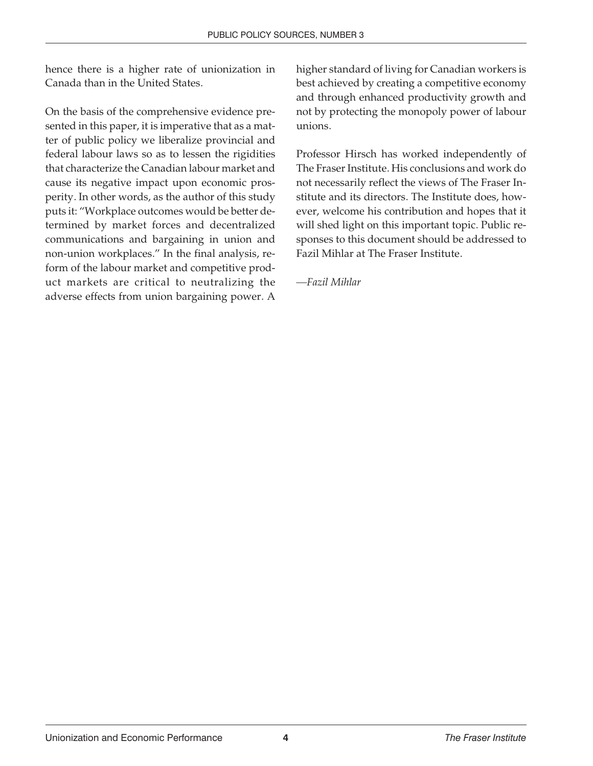hence there is a higher rate of unionization in Canada than in the United States.

On the basis of the comprehensive evidence presented in this paper, it is imperative that as a matter of public policy we liberalize provincial and federal labour laws so as to lessen the rigidities that characterize the Canadian labour market and cause its negative impact upon economic prosperity. In other words, as the author of this study puts it: "Workplace outcomes would be better determined by market forces and decentralized communications and bargaining in union and non-union workplaces." In the final analysis, reform of the labour market and competitive product markets are critical to neutralizing the adverse effects from union bargaining power. A higher standard of living for Canadian workers is best achieved by creating a competitive economy and through enhanced productivity growth and not by protecting the monopoly power of labour unions.

Professor Hirsch has worked independently of The Fraser Institute. His conclusions and work do not necessarily reflect the views of The Fraser Institute and its directors. The Institute does, however, welcome his contribution and hopes that it will shed light on this important topic. Public responses to this document should be addressed to Fazil Mihlar at The Fraser Institute.

—*Fazil Mihlar*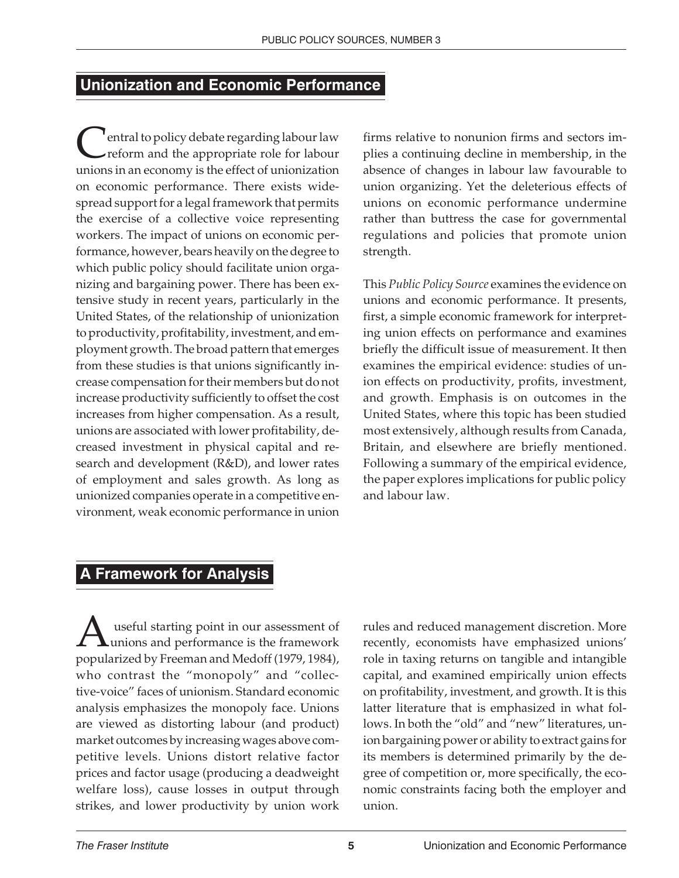## Unionization and Economic Performance

Central to policy debate regarding labour law reform and the appropriate role for labour unions in an economy is the effect of unionization on economic performance. There exists widespread support for a legal framework that permits the exercise of a collective voice representing workers. The impact of unions on economic performance, however, bears heavily on the degree to which public policy should facilitate union organizing and bargaining power. There has been extensive study in recent years, particularly in the United States, of the relationship of unionization to productivity, profitability, investment, and employment growth. The broad pattern that emerges from these studies is that unions significantly increase compensation for their members but do not increase productivity sufficiently to offset the cost increases from higher compensation. As a result, unions are associated with lower profitability, decreased investment in physical capital and research and development (R&D), and lower rates of employment and sales growth. As long as unionized companies operate in a competitive environment, weak economic performance in union firms relative to nonunion firms and sectors implies a continuing decline in membership, in the absence of changes in labour law favourable to union organizing. Yet the deleterious effects of unions on economic performance undermine rather than buttress the case for governmental regulations and policies that promote union strength.

This *Public Policy Source* examines the evidence on unions and economic performance. It presents, first, a simple economic framework for interpreting union effects on performance and examines briefly the difficult issue of measurement. It then examines the empirical evidence: studies of union effects on productivity, profits, investment, and growth. Emphasis is on outcomes in the United States, where this topic has been studied most extensively, although results from Canada, Britain, and elsewhere are briefly mentioned. Following a summary of the empirical evidence, the paper explores implications for public policy and labour law.

## A Framework for Analysis

A useful starting point in our assessment of unions and performance is the framework popularized by Freeman and Medoff (1979, 1984), who contrast the "monopoly" and "collective-voice" faces of unionism. Standard economic analysis emphasizes the monopoly face. Unions are viewed as distorting labour (and product) market outcomes by increasing wages above competitive levels. Unions distort relative factor prices and factor usage (producing a deadweight welfare loss), cause losses in output through strikes, and lower productivity by union work rules and reduced management discretion. More recently, economists have emphasized unions' role in taxing returns on tangible and intangible capital, and examined empirically union effects on profitability, investment, and growth. It is this latter literature that is emphasized in what follows. In both the "old" and "new" literatures, union bargaining power or ability to extract gains for its members is determined primarily by the degree of competition or, more specifically, the economic constraints facing both the employer and union.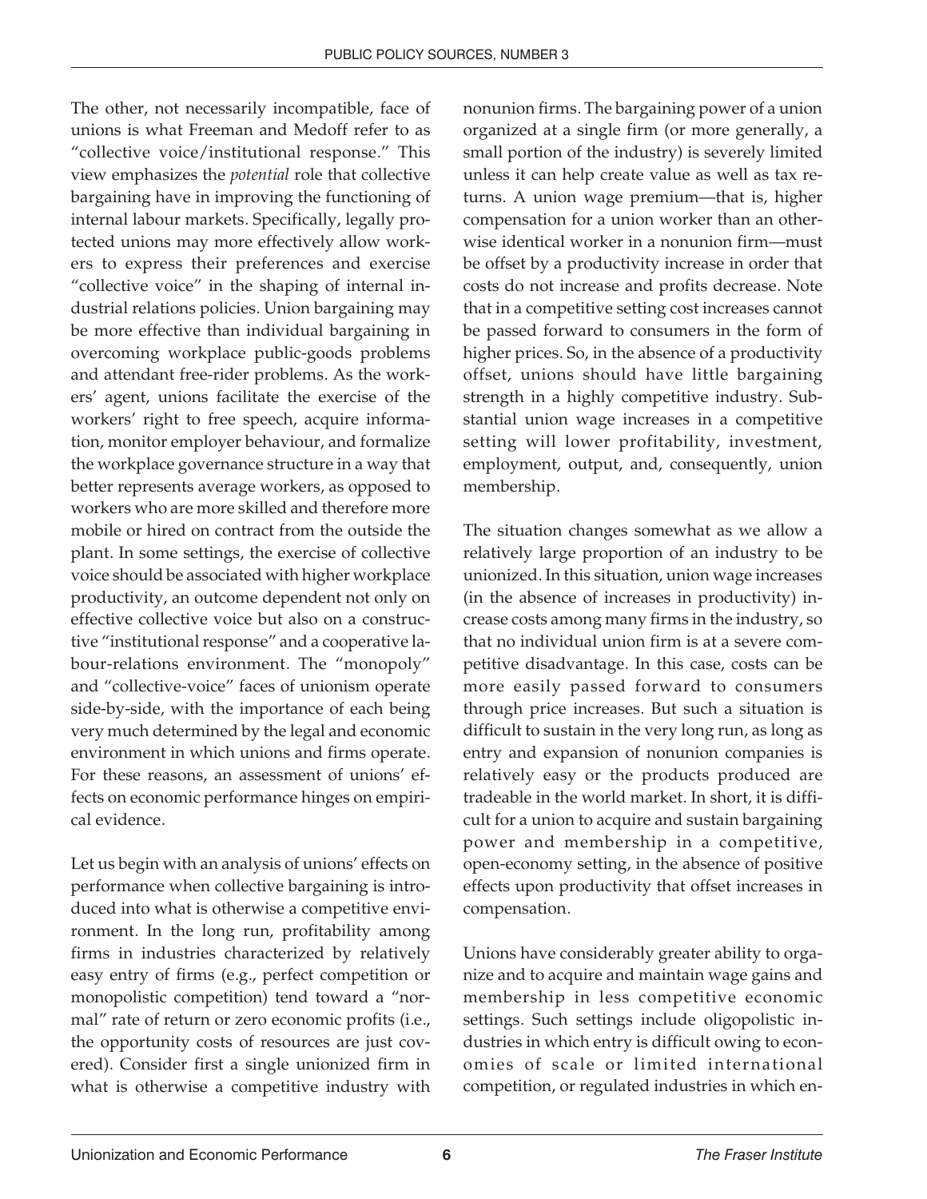The other, not necessarily incompatible, face of unions is what Freeman and Medoff refer to as "collective voice/institutional response." This view emphasizes the *potential* role that collective bargaining have in improving the functioning of internal labour markets. Specifically, legally protected unions may more effectively allow workers to express their preferences and exercise "collective voice" in the shaping of internal industrial relations policies. Union bargaining may be more effective than individual bargaining in overcoming workplace public-goods problems and attendant free-rider problems. As the workers' agent, unions facilitate the exercise of the workers' right to free speech, acquire information, monitor employer behaviour, and formalize the workplace governance structure in a way that better represents average workers, as opposed to workers who are more skilled and therefore more mobile or hired on contract from the outside the plant. In some settings, the exercise of collective voice should be associated with higher workplace productivity, an outcome dependent not only on effective collective voice but also on a constructive "institutional response" and a cooperative labour-relations environment. The "monopoly" and "collective-voice" faces of unionism operate side-by-side, with the importance of each being very much determined by the legal and economic environment in which unions and firms operate. For these reasons, an assessment of unions' effects on economic performance hinges on empirical evidence.

Let us begin with an analysis of unions' effects on performance when collective bargaining is introduced into what is otherwise a competitive environment. In the long run, profitability among firms in industries characterized by relatively easy entry of firms (e.g., perfect competition or monopolistic competition) tend toward a "normal" rate of return or zero economic profits (i.e., the opportunity costs of resources are just covered). Consider first a single unionized firm in what is otherwise a competitive industry with nonunion firms. The bargaining power of a union organized at a single firm (or more generally, a small portion of the industry) is severely limited unless it can help create value as well as tax returns. A union wage premium—that is, higher compensation for a union worker than an otherwise identical worker in a nonunion firm—must be offset by a productivity increase in order that costs do not increase and profits decrease. Note that in a competitive setting cost increases cannot be passed forward to consumers in the form of higher prices. So, in the absence of a productivity offset, unions should have little bargaining strength in a highly competitive industry. Substantial union wage increases in a competitive setting will lower profitability, investment, employment, output, and, consequently, union membership.

The situation changes somewhat as we allow a relatively large proportion of an industry to be unionized. In this situation, union wage increases (in the absence of increases in productivity) increase costs among many firms in the industry, so that no individual union firm is at a severe competitive disadvantage. In this case, costs can be more easily passed forward to consumers through price increases. But such a situation is difficult to sustain in the very long run, as long as entry and expansion of nonunion companies is relatively easy or the products produced are tradeable in the world market. In short, it is difficult for a union to acquire and sustain bargaining power and membership in a competitive, open-economy setting, in the absence of positive effects upon productivity that offset increases in compensation.

Unions have considerably greater ability to organize and to acquire and maintain wage gains and membership in less competitive economic settings. Such settings include oligopolistic industries in which entry is difficult owing to economies of scale or limited international competition, or regulated industries in which en-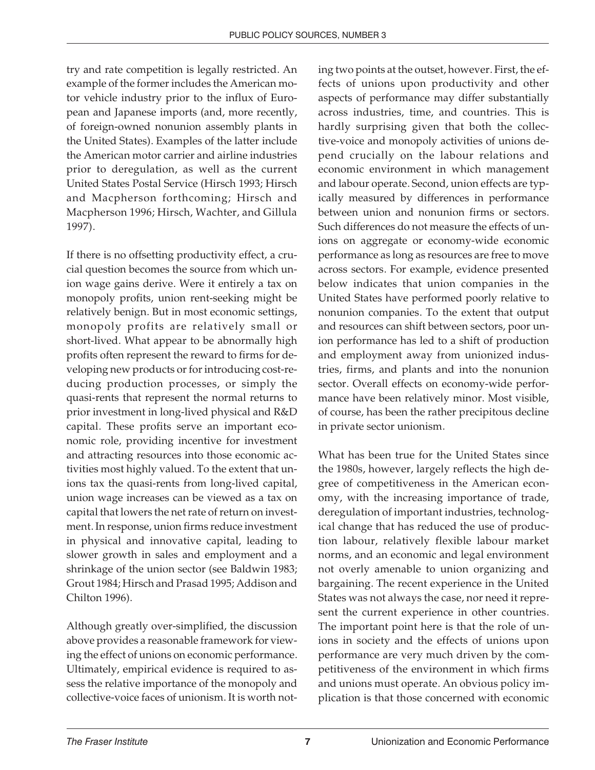try and rate competition is legally restricted. An example of the former includes the American motor vehicle industry prior to the influx of European and Japanese imports (and, more recently, of foreign-owned nonunion assembly plants in the United States). Examples of the latter include the American motor carrier and airline industries prior to deregulation, as well as the current United States Postal Service (Hirsch 1993; Hirsch and Macpherson forthcoming; Hirsch and Macpherson 1996; Hirsch, Wachter, and Gillula 1997).

If there is no offsetting productivity effect, a crucial question becomes the source from which union wage gains derive. Were it entirely a tax on monopoly profits, union rent-seeking might be relatively benign. But in most economic settings, monopoly profits are relatively small or short-lived. What appear to be abnormally high profits often represent the reward to firms for developing new products or for introducing cost-reducing production processes, or simply the quasi-rents that represent the normal returns to prior investment in long-lived physical and R&D capital. These profits serve an important economic role, providing incentive for investment and attracting resources into those economic activities most highly valued. To the extent that unions tax the quasi-rents from long-lived capital, union wage increases can be viewed as a tax on capital that lowers the net rate of return on investment. In response, union firms reduce investment in physical and innovative capital, leading to slower growth in sales and employment and a shrinkage of the union sector (see Baldwin 1983; Grout 1984; Hirsch and Prasad 1995; Addison and Chilton 1996).

Although greatly over-simplified, the discussion above provides a reasonable framework for viewing the effect of unions on economic performance. Ultimately, empirical evidence is required to assess the relative importance of the monopoly and collective-voice faces of unionism. It is worth noting two points at the outset, however. First, the effects of unions upon productivity and other aspects of performance may differ substantially across industries, time, and countries. This is hardly surprising given that both the collective-voice and monopoly activities of unions depend crucially on the labour relations and economic environment in which management and labour operate. Second, union effects are typically measured by differences in performance between union and nonunion firms or sectors. Such differences do not measure the effects of unions on aggregate or economy-wide economic performance as long as resources are free to move across sectors. For example, evidence presented below indicates that union companies in the United States have performed poorly relative to nonunion companies. To the extent that output and resources can shift between sectors, poor union performance has led to a shift of production and employment away from unionized industries, firms, and plants and into the nonunion sector. Overall effects on economy-wide performance have been relatively minor. Most visible, of course, has been the rather precipitous decline in private sector unionism.

What has been true for the United States since the 1980s, however, largely reflects the high degree of competitiveness in the American economy, with the increasing importance of trade, deregulation of important industries, technological change that has reduced the use of production labour, relatively flexible labour market norms, and an economic and legal environment not overly amenable to union organizing and bargaining. The recent experience in the United States was not always the case, nor need it represent the current experience in other countries. The important point here is that the role of unions in society and the effects of unions upon performance are very much driven by the competitiveness of the environment in which firms and unions must operate. An obvious policy implication is that those concerned with economic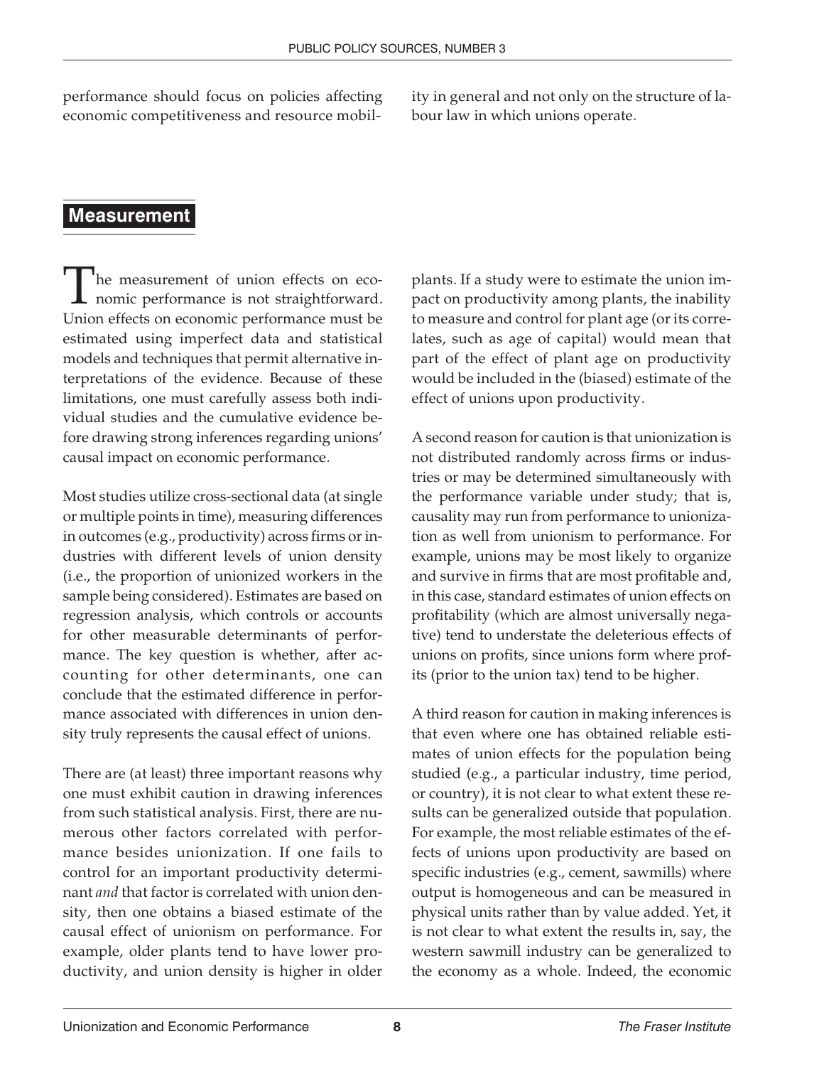performance should focus on policies affecting economic competitiveness and resource mobility in general and not only on the structure of labour law in which unions operate.

## Measurement

The measurement of union effects on economic performance is not straightforward. Union effects on economic performance must be estimated using imperfect data and statistical models and techniques that permit alternative interpretations of the evidence. Because of these limitations, one must carefully assess both individual studies and the cumulative evidence before drawing strong inferences regarding unions' causal impact on economic performance.

Most studies utilize cross-sectional data (at single or multiple points in time), measuring differences in outcomes (e.g., productivity) across firms or industries with different levels of union density (i.e., the proportion of unionized workers in the sample being considered). Estimates are based on regression analysis, which controls or accounts for other measurable determinants of performance. The key question is whether, after accounting for other determinants, one can conclude that the estimated difference in performance associated with differences in union density truly represents the causal effect of unions.

There are (at least) three important reasons why one must exhibit caution in drawing inferences from such statistical analysis. First, there are numerous other factors correlated with performance besides unionization. If one fails to control for an important productivity determinant *and* that factor is correlated with union density, then one obtains a biased estimate of the causal effect of unionism on performance. For example, older plants tend to have lower productivity, and union density is higher in older plants. If a study were to estimate the union impact on productivity among plants, the inability to measure and control for plant age (or its correlates, such as age of capital) would mean that part of the effect of plant age on productivity would be included in the (biased) estimate of the effect of unions upon productivity.

A second reason for caution is that unionization is not distributed randomly across firms or industries or may be determined simultaneously with the performance variable under study; that is, causality may run from performance to unionization as well from unionism to performance. For example, unions may be most likely to organize and survive in firms that are most profitable and, in this case, standard estimates of union effects on profitability (which are almost universally negative) tend to understate the deleterious effects of unions on profits, since unions form where profits (prior to the union tax) tend to be higher.

A third reason for caution in making inferences is that even where one has obtained reliable estimates of union effects for the population being studied (e.g., a particular industry, time period, or country), it is not clear to what extent these results can be generalized outside that population. For example, the most reliable estimates of the effects of unions upon productivity are based on specific industries (e.g., cement, sawmills) where output is homogeneous and can be measured in physical units rather than by value added. Yet, it is not clear to what extent the results in, say, the western sawmill industry can be generalized to the economy as a whole. Indeed, the economic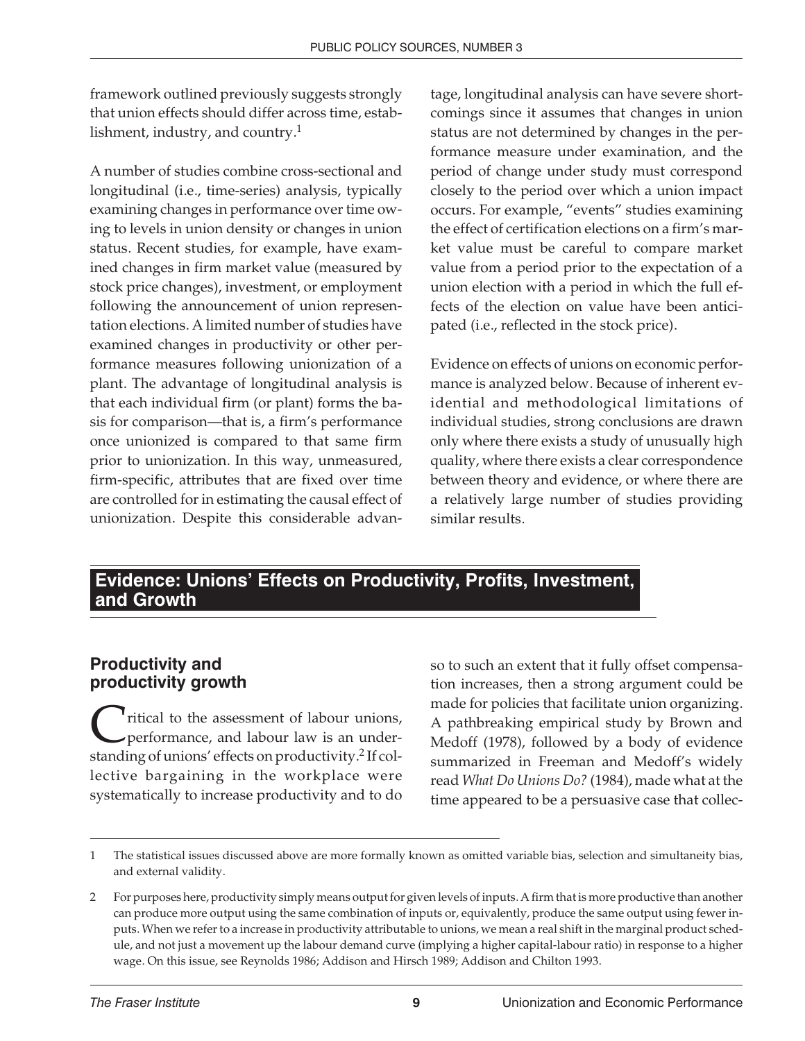framework outlined previously suggests strongly that union effects should differ across time, establishment, industry, and country.[1]

A number of studies combine cross-sectional and longitudinal (i.e., time-series) analysis, typically examining changes in performance over time owing to levels in union density or changes in union status. Recent studies, for example, have examined changes in firm market value (measured by stock price changes), investment, or employment following the announcement of union representation elections. A limited number of studies have examined changes in productivity or other performance measures following unionization of a plant. The advantage of longitudinal analysis is that each individual firm (or plant) forms the basis for comparison—that is, a firm's performance once unionized is compared to that same firm prior to unionization. In this way, unmeasured, firm-specific, attributes that are fixed over time are controlled for in estimating the causal effect of unionization. Despite this considerable advantage, longitudinal analysis can have severe shortcomings since it assumes that changes in union status are not determined by changes in the performance measure under examination, and the period of change under study must correspond closely to the period over which a union impact occurs. For example, "events" studies examining the effect of certification elections on a firm's market value must be careful to compare market value from a period prior to the expectation of a union election with a period in which the full effects of the election on value have been anticipated (i.e., reflected in the stock price).

Evidence on effects of unions on economic performance is analyzed below. Because of inherent evidential and methodological limitations of individual studies, strong conclusions are drawn only where there exists a study of unusually high quality, where there exists a clear correspondence between theory and evidence, or where there are a relatively large number of studies providing similar results.

## Evidence: Unions' Effects on Productivity, Profits, Investment, and Growth

### Productivity and productivity growth

Critical to the assessment of labour unions, performance, and labour law is an understanding of unions' effects on productivity.[2] If collective bargaining in the workplace were systematically to increase productivity and to do so to such an extent that it fully offset compensation increases, then a strong argument could be made for policies that facilitate union organizing. A pathbreaking empirical study by Brown and Medoff (1978), followed by a body of evidence summarized in Freeman and Medoff's widely read *What Do Unions Do?* (1984), made what at the time appeared to be a persuasive case that collec-

---

1 The statistical issues discussed above are more formally known as omitted variable bias, selection and simultaneity bias, and external validity.

2 For purposes here, productivity simply means output for given levels of inputs. A firm that is more productive than another can produce more output using the same combination of inputs or, equivalently, produce the same output using fewer inputs. When we refer to a increase in productivity attributable to unions, we mean a real shift in the marginal product schedule, and not just a movement up the labour demand curve (implying a higher capital-labour ratio) in response to a higher wage. On this issue, see Reynolds 1986; Addison and Hirsch 1989; Addison and Chilton 1993.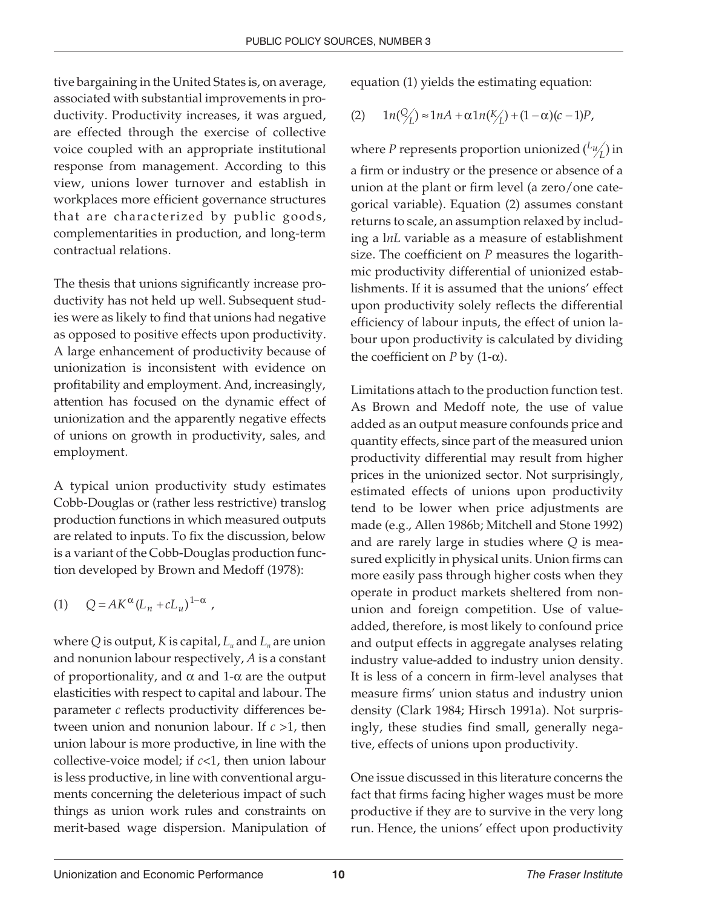tive bargaining in the United States is, on average, associated with substantial improvements in productivity. Productivity increases, it was argued, are effected through the exercise of collective voice coupled with an appropriate institutional response from management. According to this view, unions lower turnover and establish in workplaces more efficient governance structures that are characterized by public goods, complementarities in production, and long-term contractual relations.

The thesis that unions significantly increase productivity has not held up well. Subsequent studies were as likely to find that unions had negative as opposed to positive effects upon productivity. A large enhancement of productivity because of unionization is inconsistent with evidence on profitability and employment. And, increasingly, attention has focused on the dynamic effect of unionization and the apparently negative effects of unions on growth in productivity, sales, and employment.

A typical union productivity study estimates Cobb-Douglas or (rather less restrictive) translog production functions in which measured outputs are related to inputs. To fix the discussion, below is a variant of the Cobb-Douglas production function developed by Brown and Medoff (1978):

$$(1) \quad Q = AK^{\alpha}(L_n + cL_u)^{1-\alpha} ,$$

where $Q$ is output, $K$ is capital, $L_u$ and $L_n$ are union and nonunion labour respectively, $A$ is a constant of proportionality, and $\alpha$ and $1\text{-}\alpha$ are the output elasticities with respect to capital and labour. The parameter $c$ reflects productivity differences between union and nonunion labour. If $c > 1$, then union labour is more productive, in line with the collective-voice model; if $c < 1$, then union labour is less productive, in line with conventional arguments concerning the deleterious impact of such things as union work rules and constraints on merit-based wage dispersion. Manipulation of equation (1) yields the estimating equation:

$$(2) \quad 1n(Q/L) \approx 1nA + \alpha 1n(K/L) + (1-\alpha)(c-1)P,$$

where $P$ represents proportion unionized ($L_u/L$) in a firm or industry or the presence or absence of a union at the plant or firm level (a zero/one categorical variable). Equation (2) assumes constant returns to scale, an assumption relaxed by including a l$nL$ variable as a measure of establishment size. The coefficient on $P$ measures the logarithmic productivity differential of unionized establishments. If it is assumed that the unions' effect upon productivity solely reflects the differential efficiency of labour inputs, the effect of union labour upon productivity is calculated by dividing the coefficient on $P$ by $(1\text{-}\alpha)$.

Limitations attach to the production function test. As Brown and Medoff note, the use of value added as an output measure confounds price and quantity effects, since part of the measured union productivity differential may result from higher prices in the unionized sector. Not surprisingly, estimated effects of unions upon productivity tend to be lower when price adjustments are made (e.g., Allen 1986b; Mitchell and Stone 1992) and are rarely large in studies where $Q$ is measured explicitly in physical units. Union firms can more easily pass through higher costs when they operate in product markets sheltered from nonunion and foreign competition. Use of value-added, therefore, is most likely to confound price and output effects in aggregate analyses relating industry value-added to industry union density. It is less of a concern in firm-level analyses that measure firms' union status and industry union density (Clark 1984; Hirsch 1991a). Not surprisingly, these studies find small, generally negative, effects of unions upon productivity.

One issue discussed in this literature concerns the fact that firms facing higher wages must be more productive if they are to survive in the very long run. Hence, the unions' effect upon productivity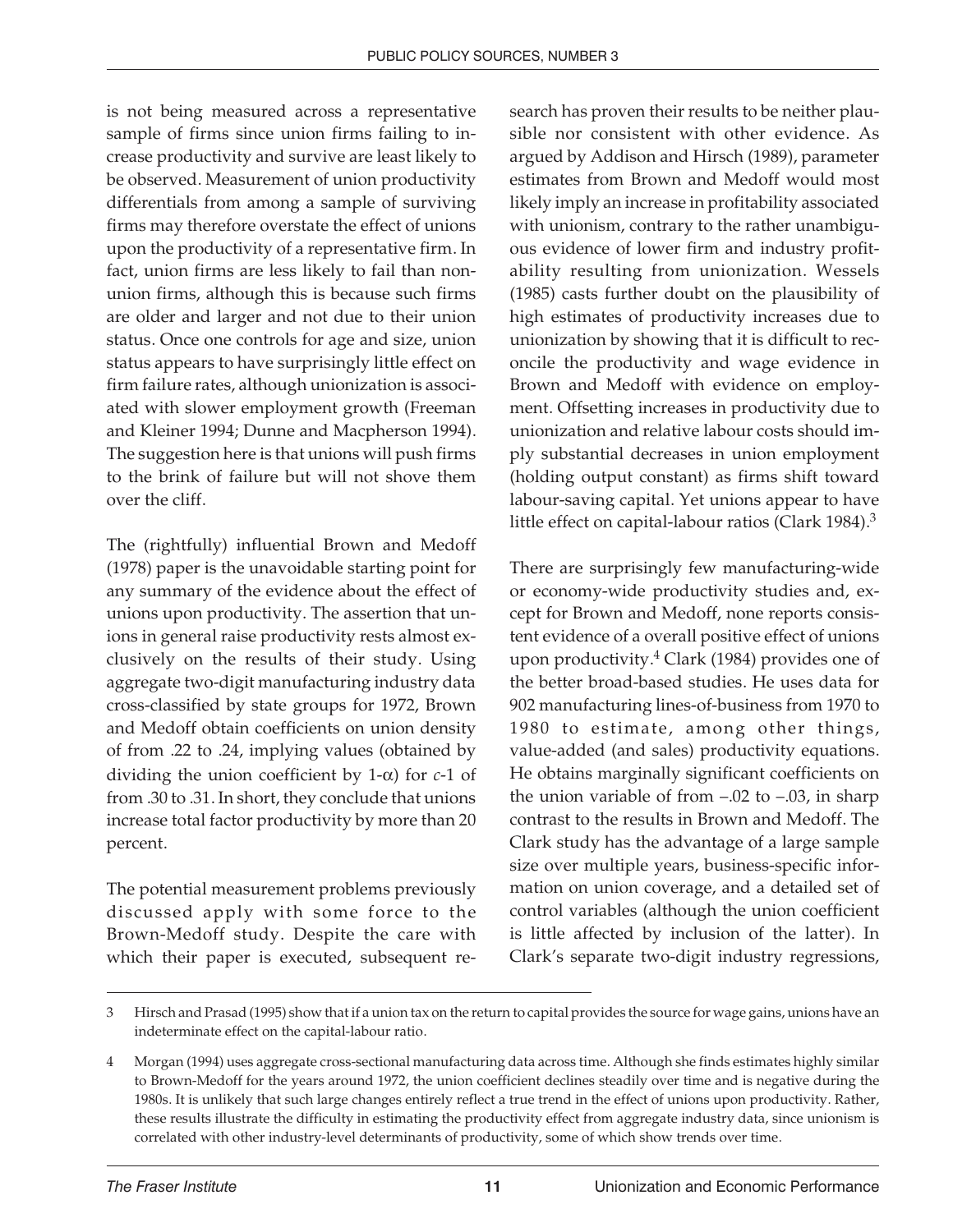is not being measured across a representative sample of firms since union firms failing to increase productivity and survive are least likely to be observed. Measurement of union productivity differentials from among a sample of surviving firms may therefore overstate the effect of unions upon the productivity of a representative firm. In fact, union firms are less likely to fail than nonunion firms, although this is because such firms are older and larger and not due to their union status. Once one controls for age and size, union status appears to have surprisingly little effect on firm failure rates, although unionization is associated with slower employment growth (Freeman and Kleiner 1994; Dunne and Macpherson 1994). The suggestion here is that unions will push firms to the brink of failure but will not shove them over the cliff.

The (rightfully) influential Brown and Medoff (1978) paper is the unavoidable starting point for any summary of the evidence about the effect of unions upon productivity. The assertion that unions in general raise productivity rests almost exclusively on the results of their study. Using aggregate two-digit manufacturing industry data cross-classified by state groups for 1972, Brown and Medoff obtain coefficients on union density of from .22 to .24, implying values (obtained by dividing the union coefficient by $1\text{-}\alpha$) for $c\text{-}1$ of from .30 to .31. In short, they conclude that unions increase total factor productivity by more than 20 percent.

The potential measurement problems previously discussed apply with some force to the Brown-Medoff study. Despite the care with which their paper is executed, subsequent research has proven their results to be neither plausible nor consistent with other evidence. As argued by Addison and Hirsch (1989), parameter estimates from Brown and Medoff would most likely imply an increase in profitability associated with unionism, contrary to the rather unambiguous evidence of lower firm and industry profitability resulting from unionization. Wessels (1985) casts further doubt on the plausibility of high estimates of productivity increases due to unionization by showing that it is difficult to reconcile the productivity and wage evidence in Brown and Medoff with evidence on employment. Offsetting increases in productivity due to unionization and relative labour costs should imply substantial decreases in union employment (holding output constant) as firms shift toward labour-saving capital. Yet unions appear to have little effect on capital-labour ratios (Clark 1984).[3]

There are surprisingly few manufacturing-wide or economy-wide productivity studies and, except for Brown and Medoff, none reports consistent evidence of a overall positive effect of unions upon productivity.[4] Clark (1984) provides one of the better broad-based studies. He uses data for 902 manufacturing lines-of-business from 1970 to 1980 to estimate, among other things, value-added (and sales) productivity equations. He obtains marginally significant coefficients on the union variable of from –.02 to –.03, in sharp contrast to the results in Brown and Medoff. The Clark study has the advantage of a large sample size over multiple years, business-specific information on union coverage, and a detailed set of control variables (although the union coefficient is little affected by inclusion of the latter). In Clark's separate two-digit industry regressions,

---

3 Hirsch and Prasad (1995) show that if a union tax on the return to capital provides the source for wage gains, unions have an indeterminate effect on the capital-labour ratio.

4 Morgan (1994) uses aggregate cross-sectional manufacturing data across time. Although she finds estimates highly similar to Brown-Medoff for the years around 1972, the union coefficient declines steadily over time and is negative during the 1980s. It is unlikely that such large changes entirely reflect a true trend in the effect of unions upon productivity. Rather, these results illustrate the difficulty in estimating the productivity effect from aggregate industry data, since unionism is correlated with other industry-level determinants of productivity, some of which show trends over time.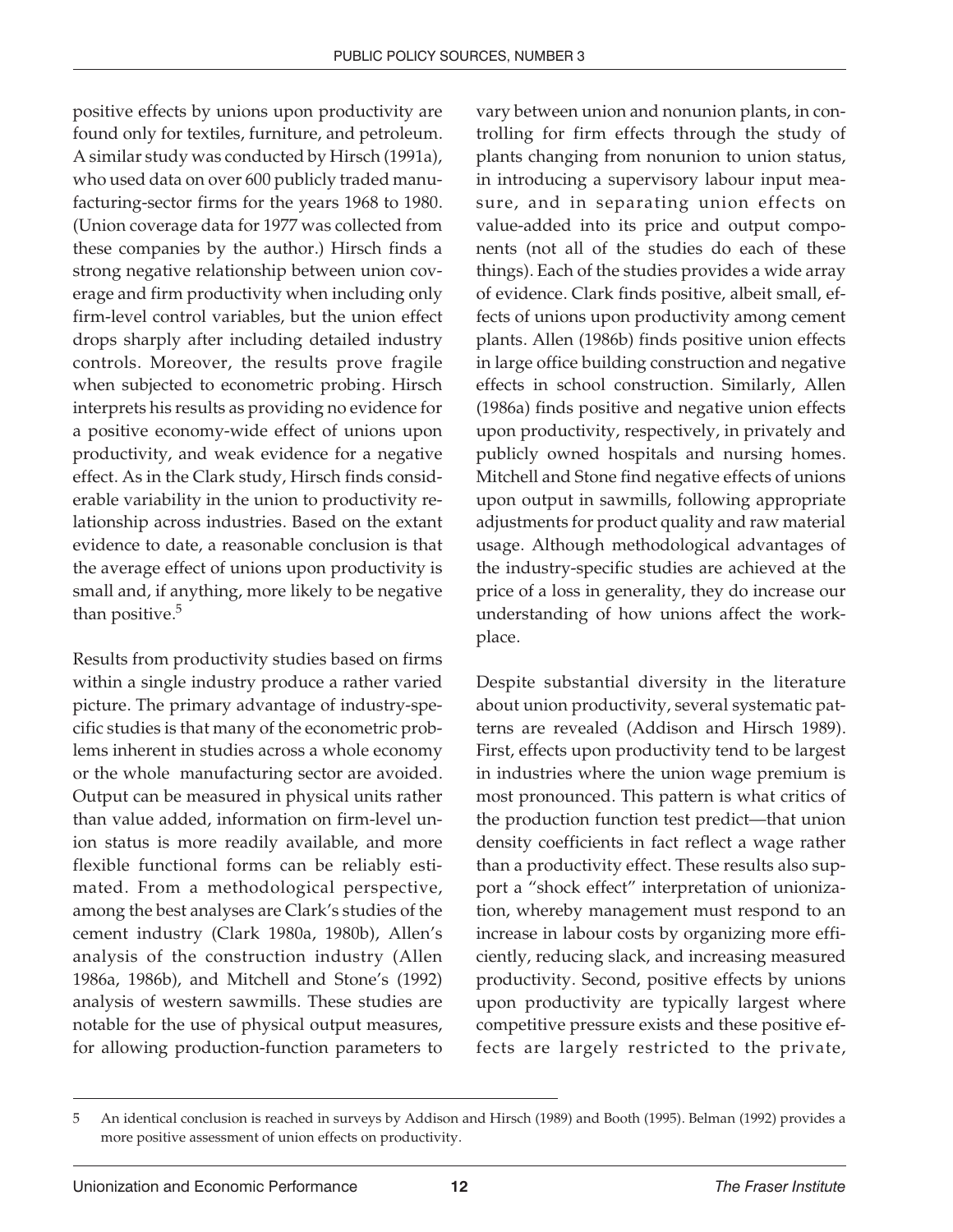positive effects by unions upon productivity are found only for textiles, furniture, and petroleum. A similar study was conducted by Hirsch (1991a), who used data on over 600 publicly traded manufacturing-sector firms for the years 1968 to 1980. (Union coverage data for 1977 was collected from these companies by the author.) Hirsch finds a strong negative relationship between union coverage and firm productivity when including only firm-level control variables, but the union effect drops sharply after including detailed industry controls. Moreover, the results prove fragile when subjected to econometric probing. Hirsch interprets his results as providing no evidence for a positive economy-wide effect of unions upon productivity, and weak evidence for a negative effect. As in the Clark study, Hirsch finds considerable variability in the union to productivity relationship across industries. Based on the extant evidence to date, a reasonable conclusion is that the average effect of unions upon productivity is small and, if anything, more likely to be negative than positive.[5]

Results from productivity studies based on firms within a single industry produce a rather varied picture. The primary advantage of industry-specific studies is that many of the econometric problems inherent in studies across a whole economy or the whole manufacturing sector are avoided. Output can be measured in physical units rather than value added, information on firm-level union status is more readily available, and more flexible functional forms can be reliably estimated. From a methodological perspective, among the best analyses are Clark's studies of the cement industry (Clark 1980a, 1980b), Allen's analysis of the construction industry (Allen 1986a, 1986b), and Mitchell and Stone's (1992) analysis of western sawmills. These studies are notable for the use of physical output measures, for allowing production-function parameters to vary between union and nonunion plants, in controlling for firm effects through the study of plants changing from nonunion to union status, in introducing a supervisory labour input measure, and in separating union effects on value-added into its price and output components (not all of the studies do each of these things). Each of the studies provides a wide array of evidence. Clark finds positive, albeit small, effects of unions upon productivity among cement plants. Allen (1986b) finds positive union effects in large office building construction and negative effects in school construction. Similarly, Allen (1986a) finds positive and negative union effects upon productivity, respectively, in privately and publicly owned hospitals and nursing homes. Mitchell and Stone find negative effects of unions upon output in sawmills, following appropriate adjustments for product quality and raw material usage. Although methodological advantages of the industry-specific studies are achieved at the price of a loss in generality, they do increase our understanding of how unions affect the workplace.

Despite substantial diversity in the literature about union productivity, several systematic patterns are revealed (Addison and Hirsch 1989). First, effects upon productivity tend to be largest in industries where the union wage premium is most pronounced. This pattern is what critics of the production function test predict—that union density coefficients in fact reflect a wage rather than a productivity effect. These results also support a "shock effect" interpretation of unionization, whereby management must respond to an increase in labour costs by organizing more efficiently, reducing slack, and increasing measured productivity. Second, positive effects by unions upon productivity are typically largest where competitive pressure exists and these positive effects are largely restricted to the private,

---

5 An identical conclusion is reached in surveys by Addison and Hirsch (1989) and Booth (1995). Belman (1992) provides a more positive assessment of union effects on productivity.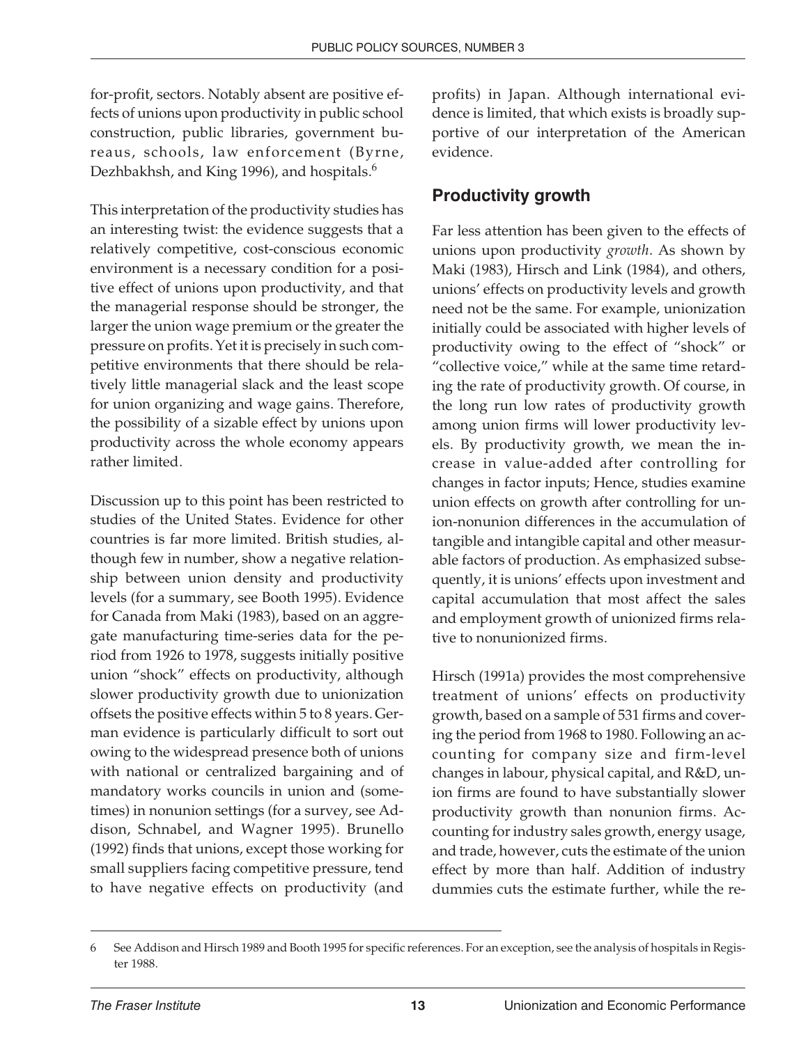for-profit, sectors. Notably absent are positive effects of unions upon productivity in public school construction, public libraries, government bureaus, schools, law enforcement (Byrne, Dezhbakhsh, and King 1996), and hospitals.[6]

This interpretation of the productivity studies has an interesting twist: the evidence suggests that a relatively competitive, cost-conscious economic environment is a necessary condition for a positive effect of unions upon productivity, and that the managerial response should be stronger, the larger the union wage premium or the greater the pressure on profits. Yet it is precisely in such competitive environments that there should be relatively little managerial slack and the least scope for union organizing and wage gains. Therefore, the possibility of a sizable effect by unions upon productivity across the whole economy appears rather limited.

Discussion up to this point has been restricted to studies of the United States. Evidence for other countries is far more limited. British studies, although few in number, show a negative relationship between union density and productivity levels (for a summary, see Booth 1995). Evidence for Canada from Maki (1983), based on an aggregate manufacturing time-series data for the period from 1926 to 1978, suggests initially positive union "shock" effects on productivity, although slower productivity growth due to unionization offsets the positive effects within 5 to 8 years. German evidence is particularly difficult to sort out owing to the widespread presence both of unions with national or centralized bargaining and of mandatory works councils in union and (sometimes) in nonunion settings (for a survey, see Addison, Schnabel, and Wagner 1995). Brunello (1992) finds that unions, except those working for small suppliers facing competitive pressure, tend to have negative effects on productivity (and profits) in Japan. Although international evidence is limited, that which exists is broadly supportive of our interpretation of the American evidence.

## Productivity growth

Far less attention has been given to the effects of unions upon productivity *growth*. As shown by Maki (1983), Hirsch and Link (1984), and others, unions' effects on productivity levels and growth need not be the same. For example, unionization initially could be associated with higher levels of productivity owing to the effect of "shock" or "collective voice," while at the same time retarding the rate of productivity growth. Of course, in the long run low rates of productivity growth among union firms will lower productivity levels. By productivity growth, we mean the increase in value-added after controlling for changes in factor inputs; Hence, studies examine union effects on growth after controlling for union-nonunion differences in the accumulation of tangible and intangible capital and other measurable factors of production. As emphasized subsequently, it is unions' effects upon investment and capital accumulation that most affect the sales and employment growth of unionized firms relative to nonunionized firms.

Hirsch (1991a) provides the most comprehensive treatment of unions' effects on productivity growth, based on a sample of 531 firms and covering the period from 1968 to 1980. Following an accounting for company size and firm-level changes in labour, physical capital, and R&D, union firms are found to have substantially slower productivity growth than nonunion firms. Accounting for industry sales growth, energy usage, and trade, however, cuts the estimate of the union effect by more than half. Addition of industry dummies cuts the estimate further, while the re-

---

6 See Addison and Hirsch 1989 and Booth 1995 for specific references. For an exception, see the analysis of hospitals in Register 1988.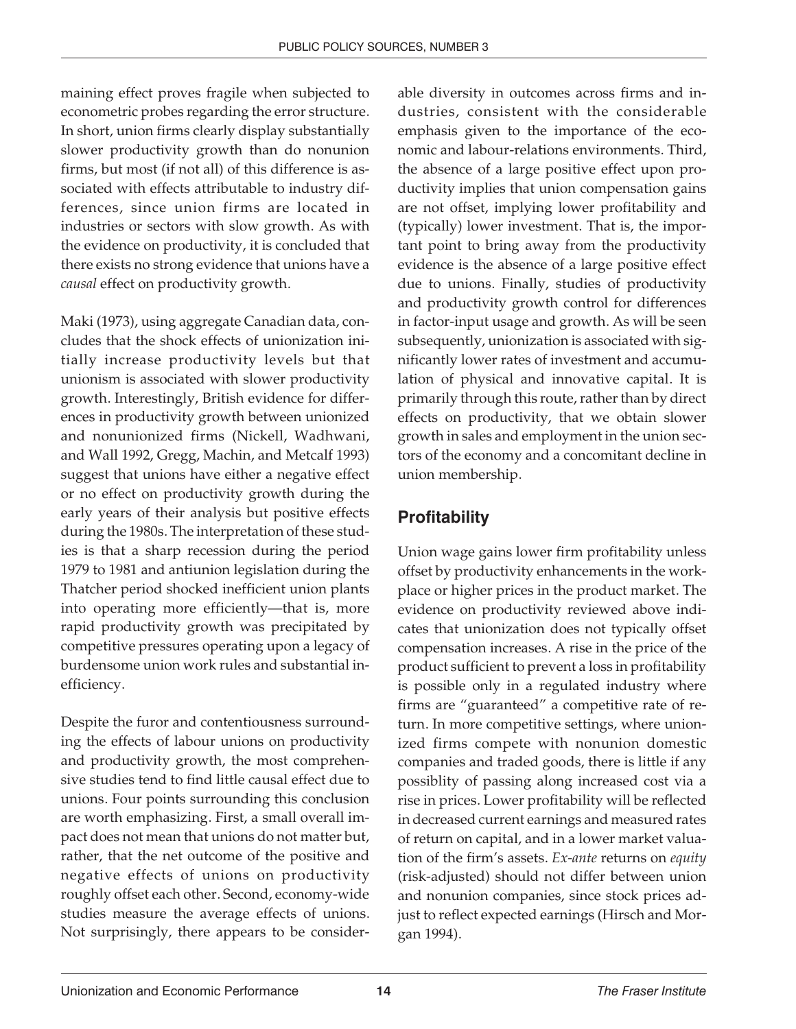maining effect proves fragile when subjected to econometric probes regarding the error structure. In short, union firms clearly display substantially slower productivity growth than do nonunion firms, but most (if not all) of this difference is associated with effects attributable to industry differences, since union firms are located in industries or sectors with slow growth. As with the evidence on productivity, it is concluded that there exists no strong evidence that unions have a *causal* effect on productivity growth.

Maki (1973), using aggregate Canadian data, concludes that the shock effects of unionization initially increase productivity levels but that unionism is associated with slower productivity growth. Interestingly, British evidence for differences in productivity growth between unionized and nonunionized firms (Nickell, Wadhwani, and Wall 1992, Gregg, Machin, and Metcalf 1993) suggest that unions have either a negative effect or no effect on productivity growth during the early years of their analysis but positive effects during the 1980s. The interpretation of these studies is that a sharp recession during the period 1979 to 1981 and antiunion legislation during the Thatcher period shocked inefficient union plants into operating more efficiently—that is, more rapid productivity growth was precipitated by competitive pressures operating upon a legacy of burdensome union work rules and substantial inefficiency.

Despite the furor and contentiousness surrounding the effects of labour unions on productivity and productivity growth, the most comprehensive studies tend to find little causal effect due to unions. Four points surrounding this conclusion are worth emphasizing. First, a small overall impact does not mean that unions do not matter but, rather, that the net outcome of the positive and negative effects of unions on productivity roughly offset each other. Second, economy-wide studies measure the average effects of unions. Not surprisingly, there appears to be considerable diversity in outcomes across firms and industries, consistent with the considerable emphasis given to the importance of the economic and labour-relations environments. Third, the absence of a large positive effect upon productivity implies that union compensation gains are not offset, implying lower profitability and (typically) lower investment. That is, the important point to bring away from the productivity evidence is the absence of a large positive effect due to unions. Finally, studies of productivity and productivity growth control for differences in factor-input usage and growth. As will be seen subsequently, unionization is associated with significantly lower rates of investment and accumulation of physical and innovative capital. It is primarily through this route, rather than by direct effects on productivity, that we obtain slower growth in sales and employment in the union sectors of the economy and a concomitant decline in union membership.

## Profitability

Union wage gains lower firm profitability unless offset by productivity enhancements in the workplace or higher prices in the product market. The evidence on productivity reviewed above indicates that unionization does not typically offset compensation increases. A rise in the price of the product sufficient to prevent a loss in profitability is possible only in a regulated industry where firms are "guaranteed" a competitive rate of return. In more competitive settings, where unionized firms compete with nonunion domestic companies and traded goods, there is little if any possiblity of passing along increased cost via a rise in prices. Lower profitability will be reflected in decreased current earnings and measured rates of return on capital, and in a lower market valuation of the firm's assets. *Ex-ante* returns on *equity* (risk-adjusted) should not differ between union and nonunion companies, since stock prices adjust to reflect expected earnings (Hirsch and Morgan 1994).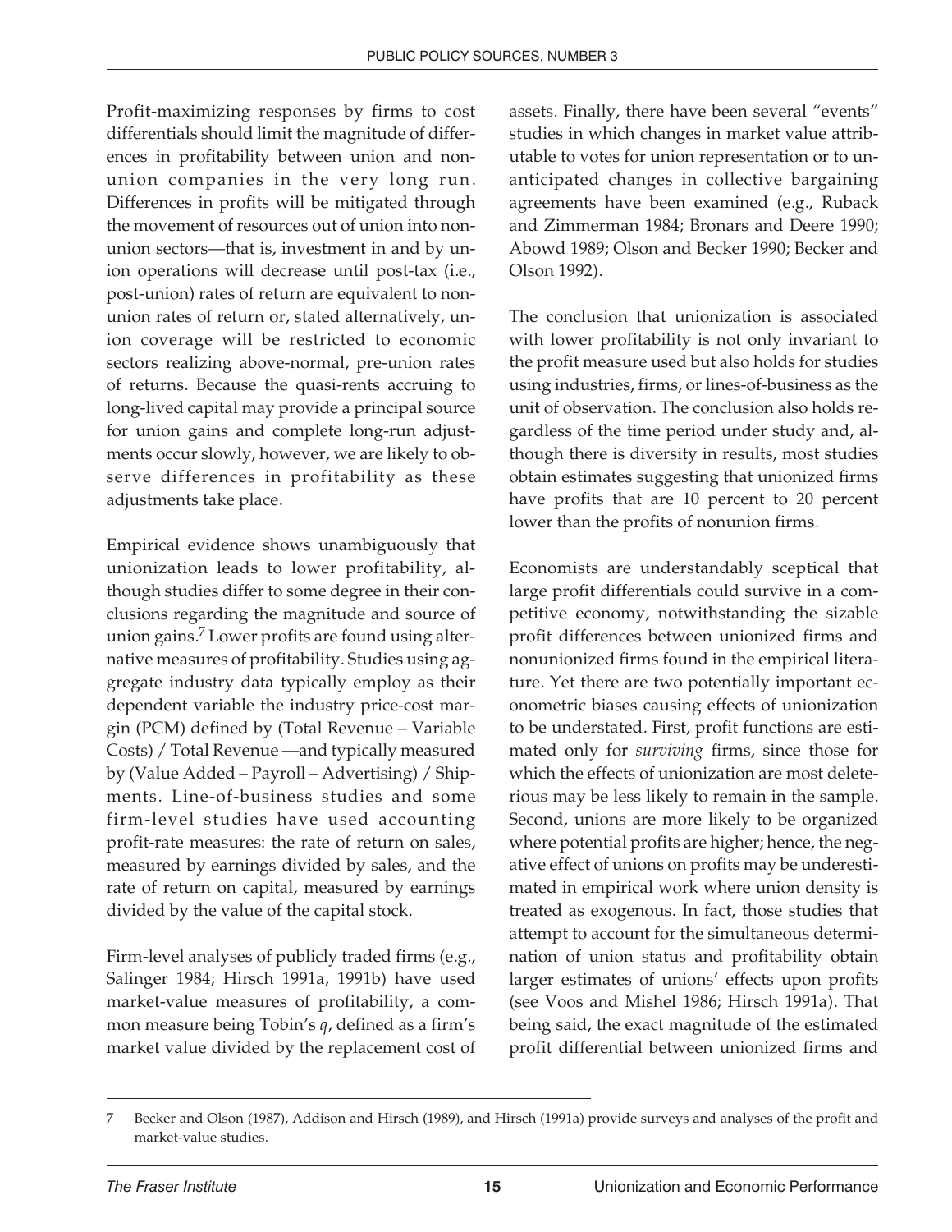Profit-maximizing responses by firms to cost differentials should limit the magnitude of differences in profitability between union and nonunion companies in the very long run. Differences in profits will be mitigated through the movement of resources out of union into nonunion sectors—that is, investment in and by union operations will decrease until post-tax (i.e., post-union) rates of return are equivalent to nonunion rates of return or, stated alternatively, union coverage will be restricted to economic sectors realizing above-normal, pre-union rates of returns. Because the quasi-rents accruing to long-lived capital may provide a principal source for union gains and complete long-run adjustments occur slowly, however, we are likely to observe differences in profitability as these adjustments take place.

Empirical evidence shows unambiguously that unionization leads to lower profitability, although studies differ to some degree in their conclusions regarding the magnitude and source of union gains.[7] Lower profits are found using alternative measures of profitability. Studies using aggregate industry data typically employ as their dependent variable the industry price-cost margin (PCM) defined by (Total Revenue – Variable Costs) / Total Revenue —and typically measured by (Value Added – Payroll – Advertising) / Shipments. Line-of-business studies and some firm-level studies have used accounting profit-rate measures: the rate of return on sales, measured by earnings divided by sales, and the rate of return on capital, measured by earnings divided by the value of the capital stock.

Firm-level analyses of publicly traded firms (e.g., Salinger 1984; Hirsch 1991a, 1991b) have used market-value measures of profitability, a common measure being Tobin's $q$, defined as a firm's market value divided by the replacement cost of assets. Finally, there have been several "events" studies in which changes in market value attributable to votes for union representation or to unanticipated changes in collective bargaining agreements have been examined (e.g., Ruback and Zimmerman 1984; Bronars and Deere 1990; Abowd 1989; Olson and Becker 1990; Becker and Olson 1992).

The conclusion that unionization is associated with lower profitability is not only invariant to the profit measure used but also holds for studies using industries, firms, or lines-of-business as the unit of observation. The conclusion also holds regardless of the time period under study and, although there is diversity in results, most studies obtain estimates suggesting that unionized firms have profits that are 10 percent to 20 percent lower than the profits of nonunion firms.

Economists are understandably sceptical that large profit differentials could survive in a competitive economy, notwithstanding the sizable profit differences between unionized firms and nonunionized firms found in the empirical literature. Yet there are two potentially important econometric biases causing effects of unionization to be understated. First, profit functions are estimated only for *surviving* firms, since those for which the effects of unionization are most deleterious may be less likely to remain in the sample. Second, unions are more likely to be organized where potential profits are higher; hence, the negative effect of unions on profits may be underestimated in empirical work where union density is treated as exogenous. In fact, those studies that attempt to account for the simultaneous determination of union status and profitability obtain larger estimates of unions' effects upon profits (see Voos and Mishel 1986; Hirsch 1991a). That being said, the exact magnitude of the estimated profit differential between unionized firms and

---

7 Becker and Olson (1987), Addison and Hirsch (1989), and Hirsch (1991a) provide surveys and analyses of the profit and market-value studies.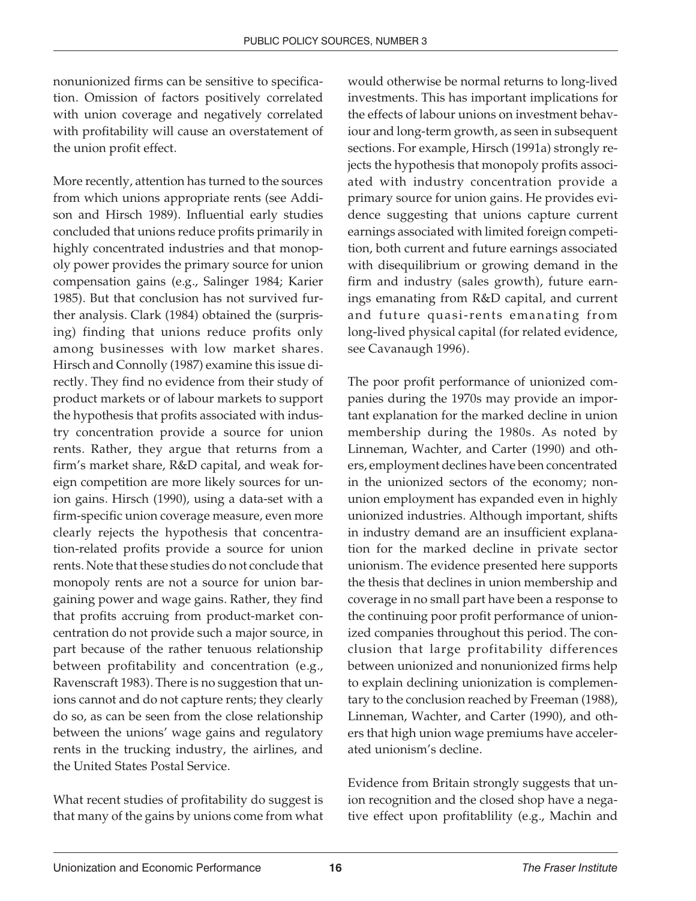nonunionized firms can be sensitive to specification. Omission of factors positively correlated with union coverage and negatively correlated with profitability will cause an overstatement of the union profit effect.

More recently, attention has turned to the sources from which unions appropriate rents (see Addison and Hirsch 1989). Influential early studies concluded that unions reduce profits primarily in highly concentrated industries and that monopoly power provides the primary source for union compensation gains (e.g., Salinger 1984; Karier 1985). But that conclusion has not survived further analysis. Clark (1984) obtained the (surprising) finding that unions reduce profits only among businesses with low market shares. Hirsch and Connolly (1987) examine this issue directly. They find no evidence from their study of product markets or of labour markets to support the hypothesis that profits associated with industry concentration provide a source for union rents. Rather, they argue that returns from a firm's market share, R&D capital, and weak foreign competition are more likely sources for union gains. Hirsch (1990), using a data-set with a firm-specific union coverage measure, even more clearly rejects the hypothesis that concentration-related profits provide a source for union rents. Note that these studies do not conclude that monopoly rents are not a source for union bargaining power and wage gains. Rather, they find that profits accruing from product-market concentration do not provide such a major source, in part because of the rather tenuous relationship between profitability and concentration (e.g., Ravenscraft 1983). There is no suggestion that unions cannot and do not capture rents; they clearly do so, as can be seen from the close relationship between the unions' wage gains and regulatory rents in the trucking industry, the airlines, and the United States Postal Service.

What recent studies of profitability do suggest is that many of the gains by unions come from what would otherwise be normal returns to long-lived investments. This has important implications for the effects of labour unions on investment behaviour and long-term growth, as seen in subsequent sections. For example, Hirsch (1991a) strongly rejects the hypothesis that monopoly profits associated with industry concentration provide a primary source for union gains. He provides evidence suggesting that unions capture current earnings associated with limited foreign competition, both current and future earnings associated with disequilibrium or growing demand in the firm and industry (sales growth), future earnings emanating from R&D capital, and current and future quasi-rents emanating from long-lived physical capital (for related evidence, see Cavanaugh 1996).

The poor profit performance of unionized companies during the 1970s may provide an important explanation for the marked decline in union membership during the 1980s. As noted by Linneman, Wachter, and Carter (1990) and others, employment declines have been concentrated in the unionized sectors of the economy; nonunion employment has expanded even in highly unionized industries. Although important, shifts in industry demand are an insufficient explanation for the marked decline in private sector unionism. The evidence presented here supports the thesis that declines in union membership and coverage in no small part have been a response to the continuing poor profit performance of unionized companies throughout this period. The conclusion that large profitability differences between unionized and nonunionized firms help to explain declining unionization is complementary to the conclusion reached by Freeman (1988), Linneman, Wachter, and Carter (1990), and others that high union wage premiums have accelerated unionism's decline.

Evidence from Britain strongly suggests that union recognition and the closed shop have a negative effect upon profitablility (e.g., Machin and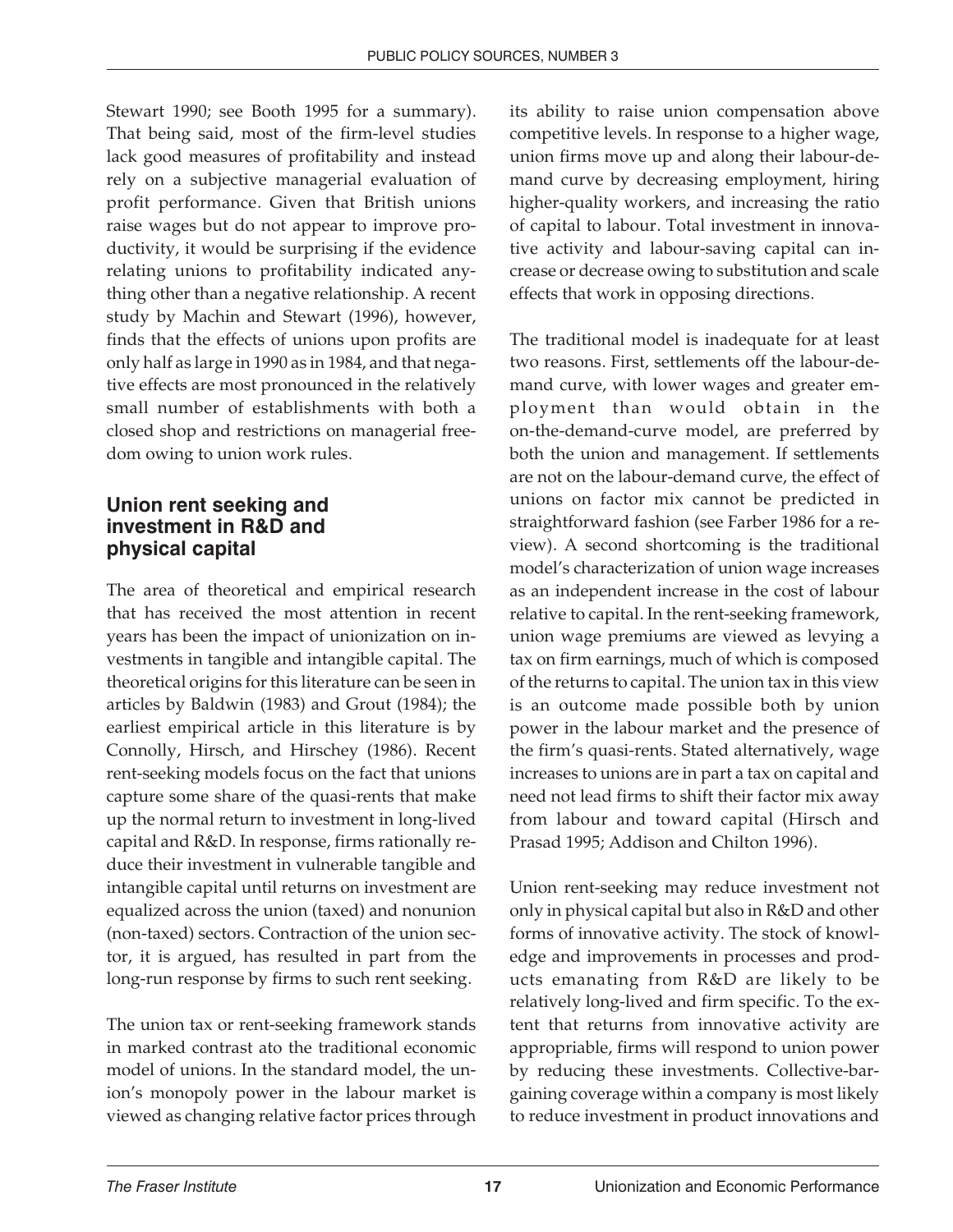Stewart 1990; see Booth 1995 for a summary). That being said, most of the firm-level studies lack good measures of profitability and instead rely on a subjective managerial evaluation of profit performance. Given that British unions raise wages but do not appear to improve productivity, it would be surprising if the evidence relating unions to profitability indicated anything other than a negative relationship. A recent study by Machin and Stewart (1996), however, finds that the effects of unions upon profits are only half as large in 1990 as in 1984, and that negative effects are most pronounced in the relatively small number of establishments with both a closed shop and restrictions on managerial freedom owing to union work rules.

## Union rent seeking and investment in R&D and physical capital

The area of theoretical and empirical research that has received the most attention in recent years has been the impact of unionization on investments in tangible and intangible capital. The theoretical origins for this literature can be seen in articles by Baldwin (1983) and Grout (1984); the earliest empirical article in this literature is by Connolly, Hirsch, and Hirschey (1986). Recent rent-seeking models focus on the fact that unions capture some share of the quasi-rents that make up the normal return to investment in long-lived capital and R&D. In response, firms rationally reduce their investment in vulnerable tangible and intangible capital until returns on investment are equalized across the union (taxed) and nonunion (non-taxed) sectors. Contraction of the union sector, it is argued, has resulted in part from the long-run response by firms to such rent seeking.

The union tax or rent-seeking framework stands in marked contrast ato the traditional economic model of unions. In the standard model, the union's monopoly power in the labour market is viewed as changing relative factor prices through its ability to raise union compensation above competitive levels. In response to a higher wage, union firms move up and along their labour-demand curve by decreasing employment, hiring higher-quality workers, and increasing the ratio of capital to labour. Total investment in innovative activity and labour-saving capital can increase or decrease owing to substitution and scale effects that work in opposing directions.

The traditional model is inadequate for at least two reasons. First, settlements off the labour-demand curve, with lower wages and greater employment than would obtain in the on-the-demand-curve model, are preferred by both the union and management. If settlements are not on the labour-demand curve, the effect of unions on factor mix cannot be predicted in straightforward fashion (see Farber 1986 for a review). A second shortcoming is the traditional model's characterization of union wage increases as an independent increase in the cost of labour relative to capital. In the rent-seeking framework, union wage premiums are viewed as levying a tax on firm earnings, much of which is composed of the returns to capital. The union tax in this view is an outcome made possible both by union power in the labour market and the presence of the firm's quasi-rents. Stated alternatively, wage increases to unions are in part a tax on capital and need not lead firms to shift their factor mix away from labour and toward capital (Hirsch and Prasad 1995; Addison and Chilton 1996).

Union rent-seeking may reduce investment not only in physical capital but also in R&D and other forms of innovative activity. The stock of knowledge and improvements in processes and products emanating from R&D are likely to be relatively long-lived and firm specific. To the extent that returns from innovative activity are appropriable, firms will respond to union power by reducing these investments. Collective-bargaining coverage within a company is most likely to reduce investment in product innovations and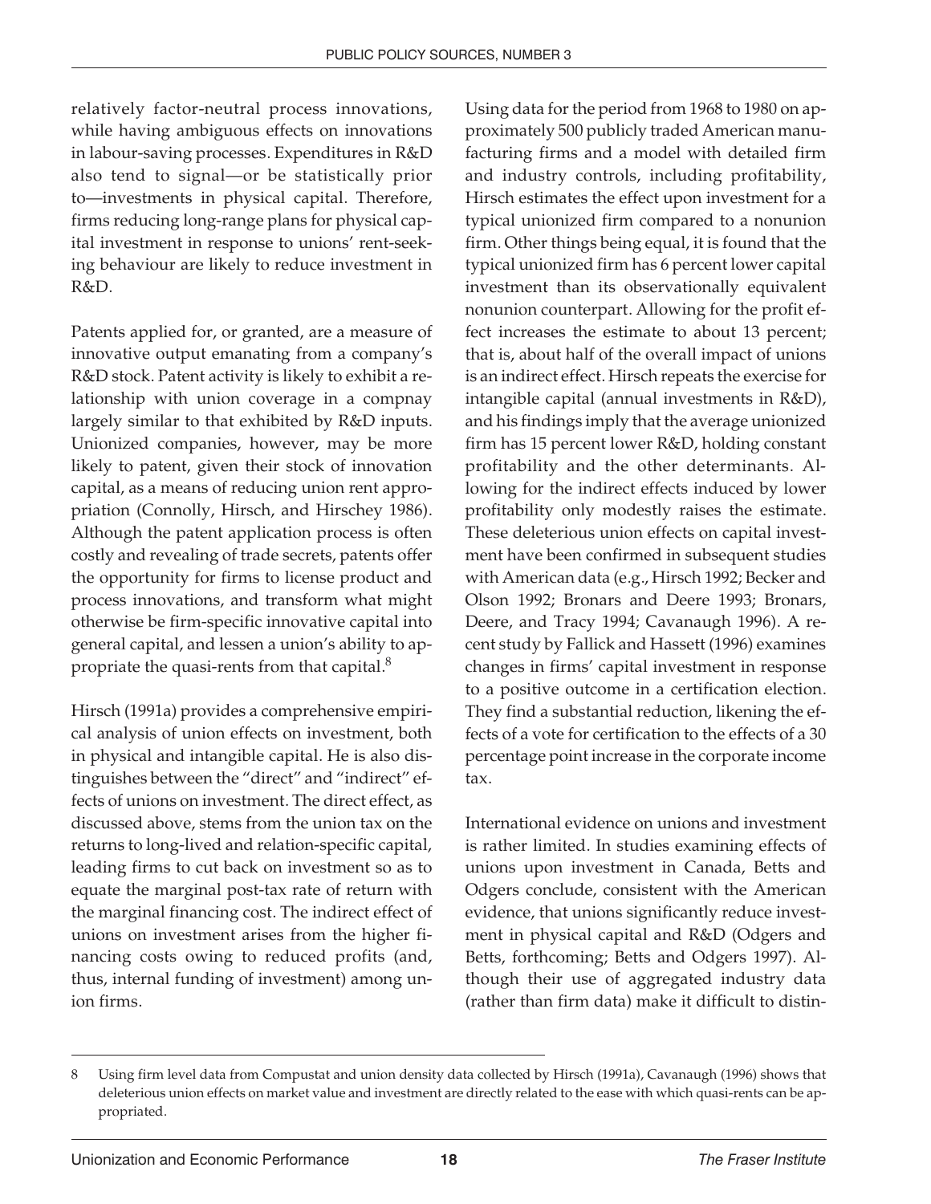relatively factor-neutral process innovations, while having ambiguous effects on innovations in labour-saving processes. Expenditures in R&D also tend to signal—or be statistically prior to—investments in physical capital. Therefore, firms reducing long-range plans for physical capital investment in response to unions' rent-seeking behaviour are likely to reduce investment in R&D.

Patents applied for, or granted, are a measure of innovative output emanating from a company's R&D stock. Patent activity is likely to exhibit a relationship with union coverage in a compnay largely similar to that exhibited by R&D inputs. Unionized companies, however, may be more likely to patent, given their stock of innovation capital, as a means of reducing union rent appropriation (Connolly, Hirsch, and Hirschey 1986). Although the patent application process is often costly and revealing of trade secrets, patents offer the opportunity for firms to license product and process innovations, and transform what might otherwise be firm-specific innovative capital into general capital, and lessen a union's ability to appropriate the quasi-rents from that capital.[8]

Hirsch (1991a) provides a comprehensive empirical analysis of union effects on investment, both in physical and intangible capital. He is also distinguishes between the "direct" and "indirect" effects of unions on investment. The direct effect, as discussed above, stems from the union tax on the returns to long-lived and relation-specific capital, leading firms to cut back on investment so as to equate the marginal post-tax rate of return with the marginal financing cost. The indirect effect of unions on investment arises from the higher financing costs owing to reduced profits (and, thus, internal funding of investment) among union firms.

Using data for the period from 1968 to 1980 on approximately 500 publicly traded American manufacturing firms and a model with detailed firm and industry controls, including profitability, Hirsch estimates the effect upon investment for a typical unionized firm compared to a nonunion firm. Other things being equal, it is found that the typical unionized firm has 6 percent lower capital investment than its observationally equivalent nonunion counterpart. Allowing for the profit effect increases the estimate to about 13 percent; that is, about half of the overall impact of unions is an indirect effect. Hirsch repeats the exercise for intangible capital (annual investments in R&D), and his findings imply that the average unionized firm has 15 percent lower R&D, holding constant profitability and the other determinants. Allowing for the indirect effects induced by lower profitability only modestly raises the estimate. These deleterious union effects on capital investment have been confirmed in subsequent studies with American data (e.g., Hirsch 1992; Becker and Olson 1992; Bronars and Deere 1993; Bronars, Deere, and Tracy 1994; Cavanaugh 1996). A recent study by Fallick and Hassett (1996) examines changes in firms' capital investment in response to a positive outcome in a certification election. They find a substantial reduction, likening the effects of a vote for certification to the effects of a 30 percentage point increase in the corporate income tax.

International evidence on unions and investment is rather limited. In studies examining effects of unions upon investment in Canada, Betts and Odgers conclude, consistent with the American evidence, that unions significantly reduce investment in physical capital and R&D (Odgers and Betts, forthcoming; Betts and Odgers 1997). Although their use of aggregated industry data (rather than firm data) make it difficult to distin-

---

8 Using firm level data from Compustat and union density data collected by Hirsch (1991a), Cavanaugh (1996) shows that deleterious union effects on market value and investment are directly related to the ease with which quasi-rents can be appropriated.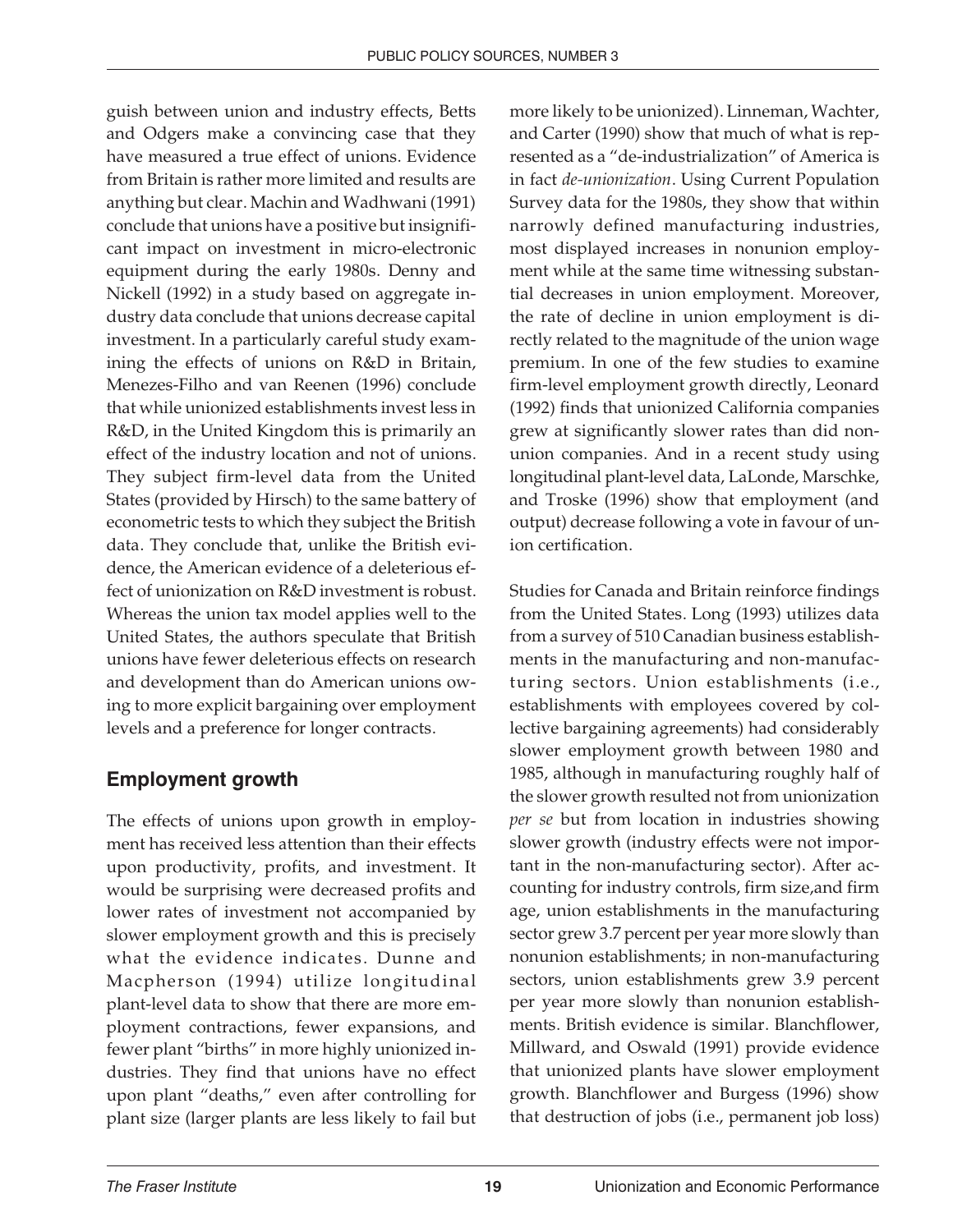guish between union and industry effects, Betts and Odgers make a convincing case that they have measured a true effect of unions. Evidence from Britain is rather more limited and results are anything but clear. Machin and Wadhwani (1991) conclude that unions have a positive but insignificant impact on investment in micro-electronic equipment during the early 1980s. Denny and Nickell (1992) in a study based on aggregate industry data conclude that unions decrease capital investment. In a particularly careful study examining the effects of unions on R&D in Britain, Menezes-Filho and van Reenen (1996) conclude that while unionized establishments invest less in R&D, in the United Kingdom this is primarily an effect of the industry location and not of unions. They subject firm-level data from the United States (provided by Hirsch) to the same battery of econometric tests to which they subject the British data. They conclude that, unlike the British evidence, the American evidence of a deleterious effect of unionization on R&D investment is robust. Whereas the union tax model applies well to the United States, the authors speculate that British unions have fewer deleterious effects on research and development than do American unions owing to more explicit bargaining over employment levels and a preference for longer contracts.

## Employment growth

The effects of unions upon growth in employment has received less attention than their effects upon productivity, profits, and investment. It would be surprising were decreased profits and lower rates of investment not accompanied by slower employment growth and this is precisely what the evidence indicates. Dunne and Macpherson (1994) utilize longitudinal plant-level data to show that there are more employment contractions, fewer expansions, and fewer plant "births" in more highly unionized industries. They find that unions have no effect upon plant "deaths," even after controlling for plant size (larger plants are less likely to fail but more likely to be unionized). Linneman, Wachter, and Carter (1990) show that much of what is represented as a "de-industrialization" of America is in fact *de-unionization*. Using Current Population Survey data for the 1980s, they show that within narrowly defined manufacturing industries, most displayed increases in nonunion employment while at the same time witnessing substantial decreases in union employment. Moreover, the rate of decline in union employment is directly related to the magnitude of the union wage premium. In one of the few studies to examine firm-level employment growth directly, Leonard (1992) finds that unionized California companies grew at significantly slower rates than did nonunion companies. And in a recent study using longitudinal plant-level data, LaLonde, Marschke, and Troske (1996) show that employment (and output) decrease following a vote in favour of union certification.

Studies for Canada and Britain reinforce findings from the United States. Long (1993) utilizes data from a survey of 510 Canadian business establishments in the manufacturing and non-manufacturing sectors. Union establishments (i.e., establishments with employees covered by collective bargaining agreements) had considerably slower employment growth between 1980 and 1985, although in manufacturing roughly half of the slower growth resulted not from unionization *per se* but from location in industries showing slower growth (industry effects were not important in the non-manufacturing sector). After accounting for industry controls, firm size,and firm age, union establishments in the manufacturing sector grew 3.7 percent per year more slowly than nonunion establishments; in non-manufacturing sectors, union establishments grew 3.9 percent per year more slowly than nonunion establishments. British evidence is similar. Blanchflower, Millward, and Oswald (1991) provide evidence that unionized plants have slower employment growth. Blanchflower and Burgess (1996) show that destruction of jobs (i.e., permanent job loss)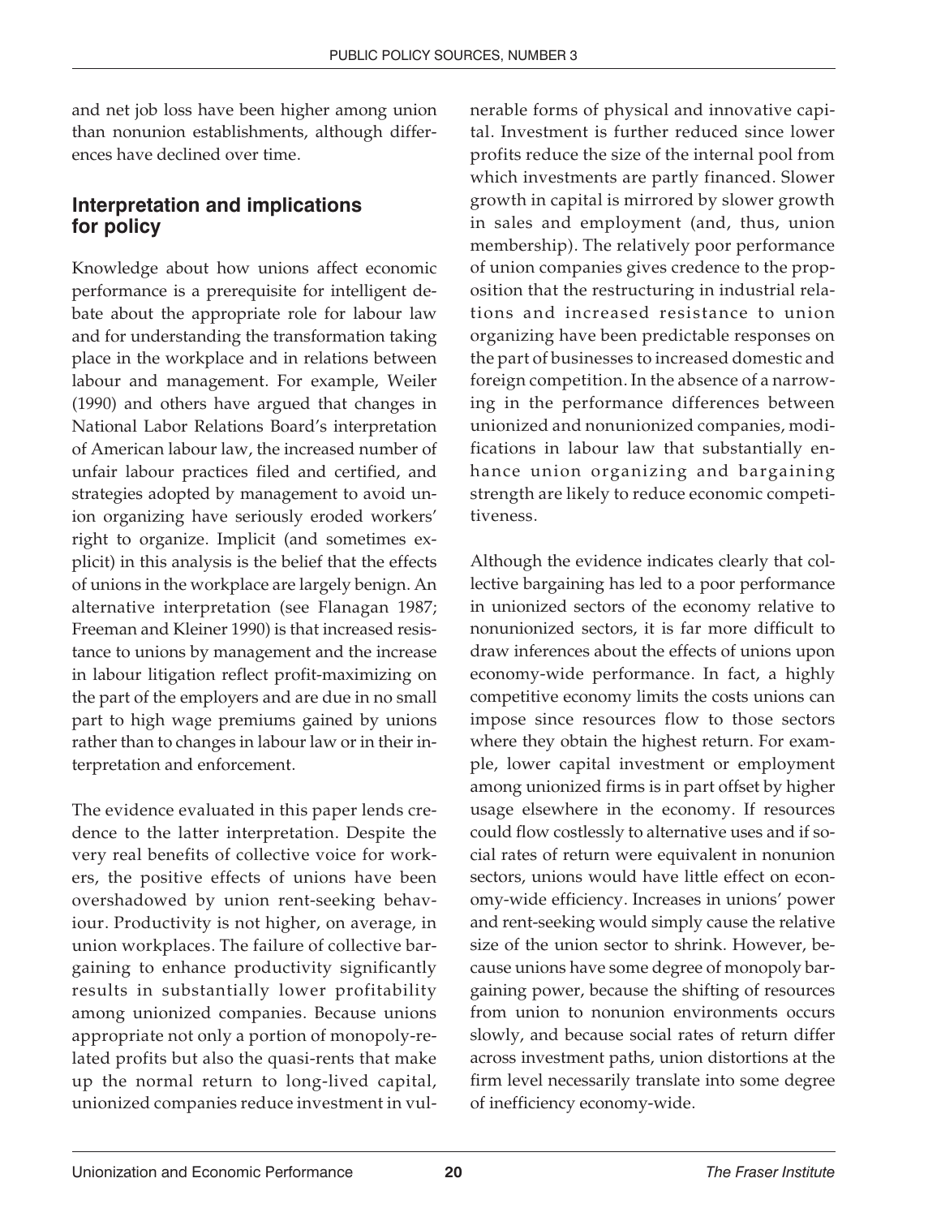and net job loss have been higher among union than nonunion establishments, although differences have declined over time.

## Interpretation and implications for policy

Knowledge about how unions affect economic performance is a prerequisite for intelligent debate about the appropriate role for labour law and for understanding the transformation taking place in the workplace and in relations between labour and management. For example, Weiler (1990) and others have argued that changes in National Labor Relations Board's interpretation of American labour law, the increased number of unfair labour practices filed and certified, and strategies adopted by management to avoid union organizing have seriously eroded workers' right to organize. Implicit (and sometimes explicit) in this analysis is the belief that the effects of unions in the workplace are largely benign. An alternative interpretation (see Flanagan 1987; Freeman and Kleiner 1990) is that increased resistance to unions by management and the increase in labour litigation reflect profit-maximizing on the part of the employers and are due in no small part to high wage premiums gained by unions rather than to changes in labour law or in their interpretation and enforcement.

The evidence evaluated in this paper lends credence to the latter interpretation. Despite the very real benefits of collective voice for workers, the positive effects of unions have been overshadowed by union rent-seeking behaviour. Productivity is not higher, on average, in union workplaces. The failure of collective bargaining to enhance productivity significantly results in substantially lower profitability among unionized companies. Because unions appropriate not only a portion of monopoly-related profits but also the quasi-rents that make up the normal return to long-lived capital, unionized companies reduce investment in vulnerable forms of physical and innovative capital. Investment is further reduced since lower profits reduce the size of the internal pool from which investments are partly financed. Slower growth in capital is mirrored by slower growth in sales and employment (and, thus, union membership). The relatively poor performance of union companies gives credence to the proposition that the restructuring in industrial relations and increased resistance to union organizing have been predictable responses on the part of businesses to increased domestic and foreign competition. In the absence of a narrowing in the performance differences between unionized and nonunionized companies, modifications in labour law that substantially enhance union organizing and bargaining strength are likely to reduce economic competitiveness.

Although the evidence indicates clearly that collective bargaining has led to a poor performance in unionized sectors of the economy relative to nonunionized sectors, it is far more difficult to draw inferences about the effects of unions upon economy-wide performance. In fact, a highly competitive economy limits the costs unions can impose since resources flow to those sectors where they obtain the highest return. For example, lower capital investment or employment among unionized firms is in part offset by higher usage elsewhere in the economy. If resources could flow costlessly to alternative uses and if social rates of return were equivalent in nonunion sectors, unions would have little effect on economy-wide efficiency. Increases in unions' power and rent-seeking would simply cause the relative size of the union sector to shrink. However, because unions have some degree of monopoly bargaining power, because the shifting of resources from union to nonunion environments occurs slowly, and because social rates of return differ across investment paths, union distortions at the firm level necessarily translate into some degree of inefficiency economy-wide.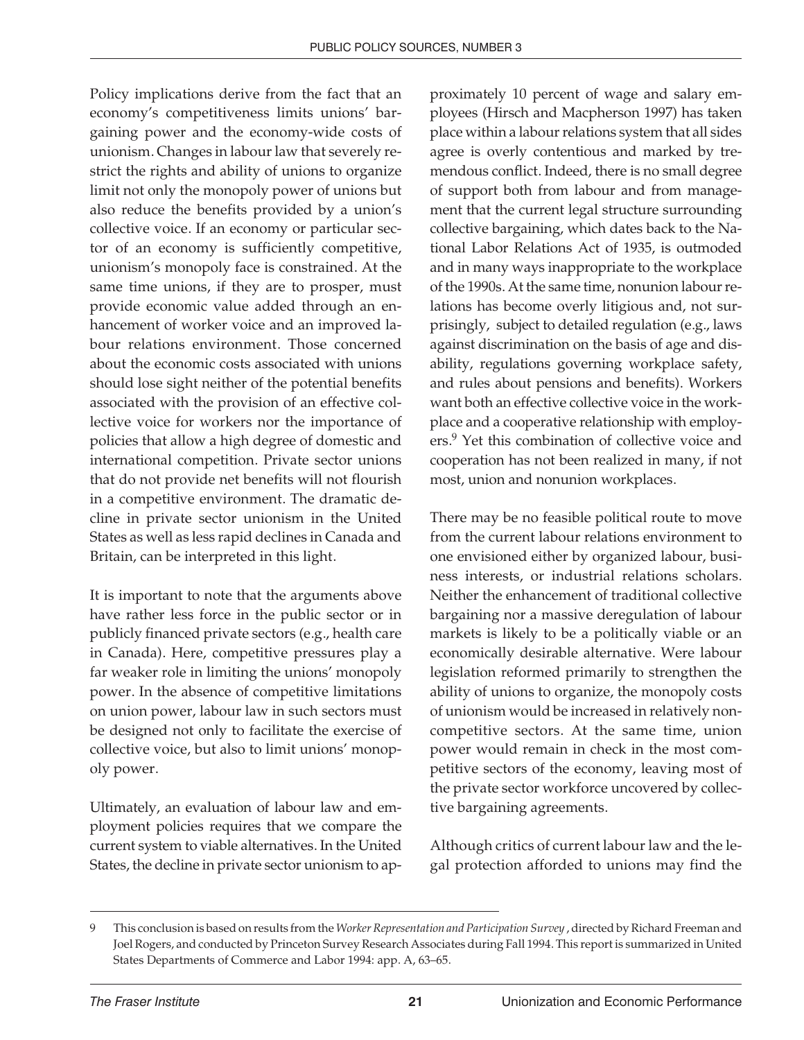Policy implications derive from the fact that an economy's competitiveness limits unions' bargaining power and the economy-wide costs of unionism. Changes in labour law that severely restrict the rights and ability of unions to organize limit not only the monopoly power of unions but also reduce the benefits provided by a union's collective voice. If an economy or particular sector of an economy is sufficiently competitive, unionism's monopoly face is constrained. At the same time unions, if they are to prosper, must provide economic value added through an enhancement of worker voice and an improved labour relations environment. Those concerned about the economic costs associated with unions should lose sight neither of the potential benefits associated with the provision of an effective collective voice for workers nor the importance of policies that allow a high degree of domestic and international competition. Private sector unions that do not provide net benefits will not flourish in a competitive environment. The dramatic decline in private sector unionism in the United States as well as less rapid declines in Canada and Britain, can be interpreted in this light.

It is important to note that the arguments above have rather less force in the public sector or in publicly financed private sectors (e.g., health care in Canada). Here, competitive pressures play a far weaker role in limiting the unions' monopoly power. In the absence of competitive limitations on union power, labour law in such sectors must be designed not only to facilitate the exercise of collective voice, but also to limit unions' monopoly power.

Ultimately, an evaluation of labour law and employment policies requires that we compare the current system to viable alternatives. In the United States, the decline in private sector unionism to approximately 10 percent of wage and salary employees (Hirsch and Macpherson 1997) has taken place within a labour relations system that all sides agree is overly contentious and marked by tremendous conflict. Indeed, there is no small degree of support both from labour and from management that the current legal structure surrounding collective bargaining, which dates back to the National Labor Relations Act of 1935, is outmoded and in many ways inappropriate to the workplace of the 1990s. At the same time, nonunion labour relations has become overly litigious and, not surprisingly, subject to detailed regulation (e.g., laws against discrimination on the basis of age and disability, regulations governing workplace safety, and rules about pensions and benefits). Workers want both an effective collective voice in the workplace and a cooperative relationship with employers.[9] Yet this combination of collective voice and cooperation has not been realized in many, if not most, union and nonunion workplaces.

There may be no feasible political route to move from the current labour relations environment to one envisioned either by organized labour, business interests, or industrial relations scholars. Neither the enhancement of traditional collective bargaining nor a massive deregulation of labour markets is likely to be a politically viable or an economically desirable alternative. Were labour legislation reformed primarily to strengthen the ability of unions to organize, the monopoly costs of unionism would be increased in relatively noncompetitive sectors. At the same time, union power would remain in check in the most competitive sectors of the economy, leaving most of the private sector workforce uncovered by collective bargaining agreements.

Although critics of current labour law and the legal protection afforded to unions may find the

---

9 This conclusion is based on results from the *Worker Representation and Participation Survey*, directed by Richard Freeman and Joel Rogers, and conducted by Princeton Survey Research Associates during Fall 1994. This report is summarized in United States Departments of Commerce and Labor 1994: app. A, 63–65.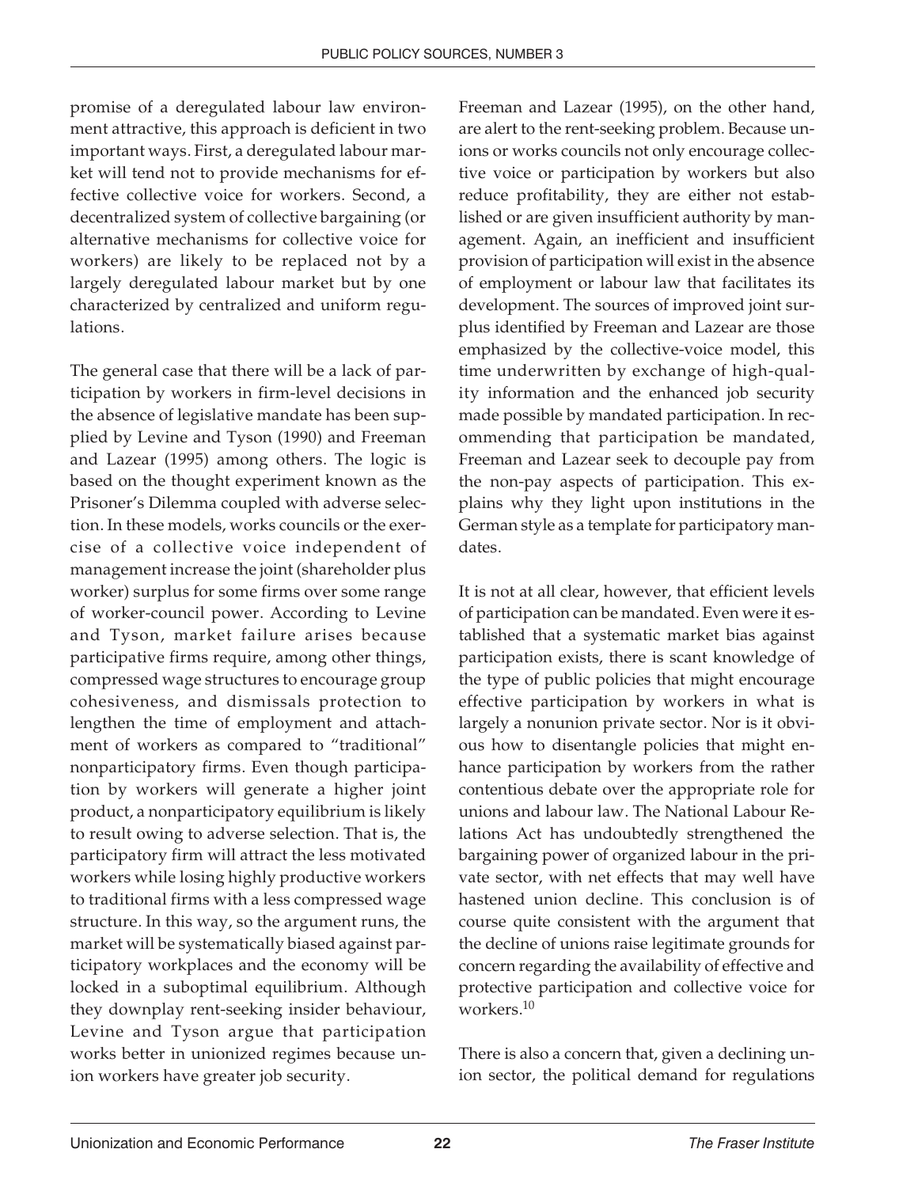promise of a deregulated labour law environment attractive, this approach is deficient in two important ways. First, a deregulated labour market will tend not to provide mechanisms for effective collective voice for workers. Second, a decentralized system of collective bargaining (or alternative mechanisms for collective voice for workers) are likely to be replaced not by a largely deregulated labour market but by one characterized by centralized and uniform regulations.

The general case that there will be a lack of participation by workers in firm-level decisions in the absence of legislative mandate has been supplied by Levine and Tyson (1990) and Freeman and Lazear (1995) among others. The logic is based on the thought experiment known as the Prisoner's Dilemma coupled with adverse selection. In these models, works councils or the exercise of a collective voice independent of management increase the joint (shareholder plus worker) surplus for some firms over some range of worker-council power. According to Levine and Tyson, market failure arises because participative firms require, among other things, compressed wage structures to encourage group cohesiveness, and dismissals protection to lengthen the time of employment and attachment of workers as compared to "traditional" nonparticipatory firms. Even though participation by workers will generate a higher joint product, a nonparticipatory equilibrium is likely to result owing to adverse selection. That is, the participatory firm will attract the less motivated workers while losing highly productive workers to traditional firms with a less compressed wage structure. In this way, so the argument runs, the market will be systematically biased against participatory workplaces and the economy will be locked in a suboptimal equilibrium. Although they downplay rent-seeking insider behaviour, Levine and Tyson argue that participation works better in unionized regimes because union workers have greater job security.

Freeman and Lazear (1995), on the other hand, are alert to the rent-seeking problem. Because unions or works councils not only encourage collective voice or participation by workers but also reduce profitability, they are either not established or are given insufficient authority by management. Again, an inefficient and insufficient provision of participation will exist in the absence of employment or labour law that facilitates its development. The sources of improved joint surplus identified by Freeman and Lazear are those emphasized by the collective-voice model, this time underwritten by exchange of high-quality information and the enhanced job security made possible by mandated participation. In recommending that participation be mandated, Freeman and Lazear seek to decouple pay from the non-pay aspects of participation. This explains why they light upon institutions in the German style as a template for participatory mandates.

It is not at all clear, however, that efficient levels of participation can be mandated. Even were it established that a systematic market bias against participation exists, there is scant knowledge of the type of public policies that might encourage effective participation by workers in what is largely a nonunion private sector. Nor is it obvious how to disentangle policies that might enhance participation by workers from the rather contentious debate over the appropriate role for unions and labour law. The National Labour Relations Act has undoubtedly strengthened the bargaining power of organized labour in the private sector, with net effects that may well have hastened union decline. This conclusion is of course quite consistent with the argument that the decline of unions raise legitimate grounds for concern regarding the availability of effective and protective participation and collective voice for workers.[10]

There is also a concern that, given a declining union sector, the political demand for regulations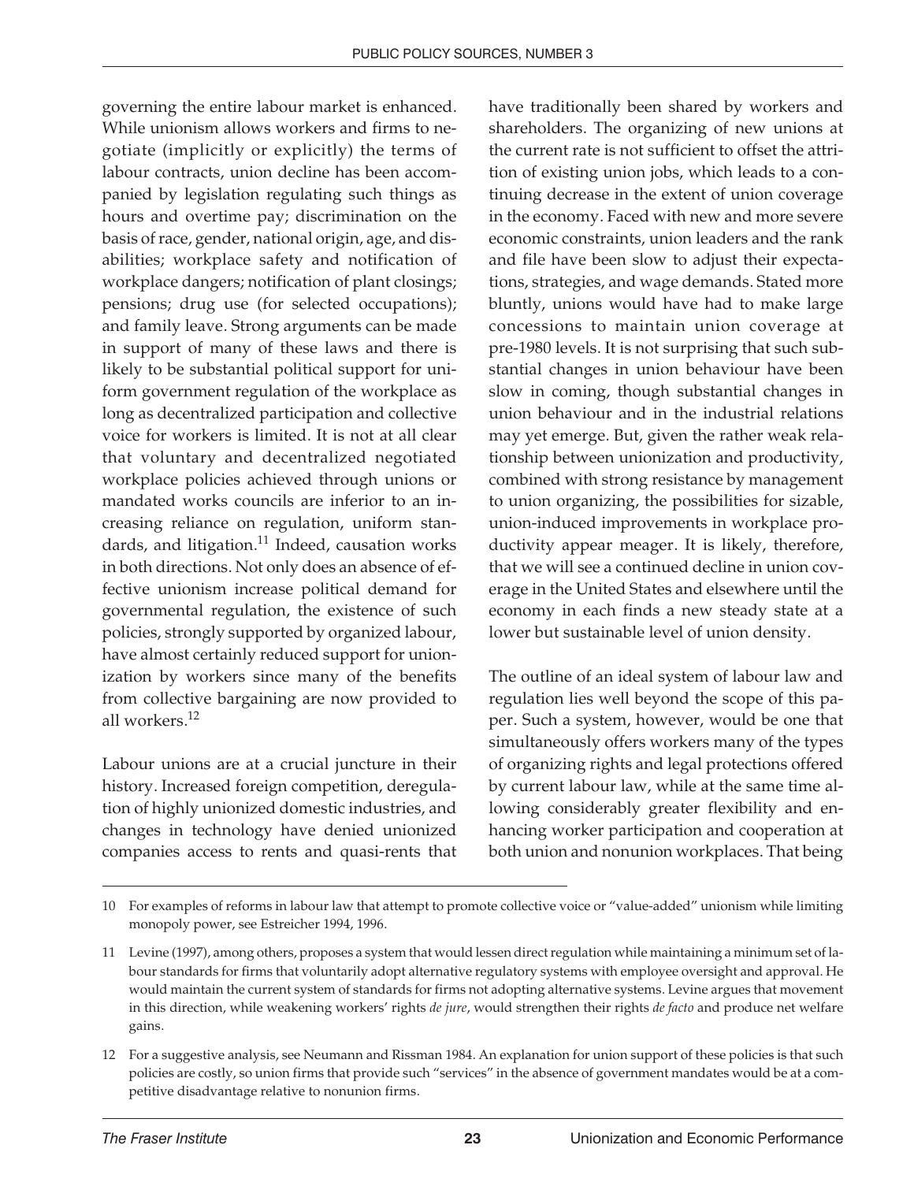governing the entire labour market is enhanced. While unionism allows workers and firms to negotiate (implicitly or explicitly) the terms of labour contracts, union decline has been accompanied by legislation regulating such things as hours and overtime pay; discrimination on the basis of race, gender, national origin, age, and disabilities; workplace safety and notification of workplace dangers; notification of plant closings; pensions; drug use (for selected occupations); and family leave. Strong arguments can be made in support of many of these laws and there is likely to be substantial political support for uniform government regulation of the workplace as long as decentralized participation and collective voice for workers is limited. It is not at all clear that voluntary and decentralized negotiated workplace policies achieved through unions or mandated works councils are inferior to an increasing reliance on regulation, uniform standards, and litigation.[11] Indeed, causation works in both directions. Not only does an absence of effective unionism increase political demand for governmental regulation, the existence of such policies, strongly supported by organized labour, have almost certainly reduced support for unionization by workers since many of the benefits from collective bargaining are now provided to all workers.[12]

Labour unions are at a crucial juncture in their history. Increased foreign competition, deregulation of highly unionized domestic industries, and changes in technology have denied unionized companies access to rents and quasi-rents that have traditionally been shared by workers and shareholders. The organizing of new unions at the current rate is not sufficient to offset the attrition of existing union jobs, which leads to a continuing decrease in the extent of union coverage in the economy. Faced with new and more severe economic constraints, union leaders and the rank and file have been slow to adjust their expectations, strategies, and wage demands. Stated more bluntly, unions would have had to make large concessions to maintain union coverage at pre-1980 levels. It is not surprising that such substantial changes in union behaviour have been slow in coming, though substantial changes in union behaviour and in the industrial relations may yet emerge. But, given the rather weak relationship between unionization and productivity, combined with strong resistance by management to union organizing, the possibilities for sizable, union-induced improvements in workplace productivity appear meager. It is likely, therefore, that we will see a continued decline in union coverage in the United States and elsewhere until the economy in each finds a new steady state at a lower but sustainable level of union density.

The outline of an ideal system of labour law and regulation lies well beyond the scope of this paper. Such a system, however, would be one that simultaneously offers workers many of the types of organizing rights and legal protections offered by current labour law, while at the same time allowing considerably greater flexibility and enhancing worker participation and cooperation at both union and nonunion workplaces. That being

---

10 For examples of reforms in labour law that attempt to promote collective voice or "value-added" unionism while limiting monopoly power, see Estreicher 1994, 1996.

11 Levine (1997), among others, proposes a system that would lessen direct regulation while maintaining a minimum set of labour standards for firms that voluntarily adopt alternative regulatory systems with employee oversight and approval. He would maintain the current system of standards for firms not adopting alternative systems. Levine argues that movement in this direction, while weakening workers' rights *de jure*, would strengthen their rights *de facto* and produce net welfare gains.

12 For a suggestive analysis, see Neumann and Rissman 1984. An explanation for union support of these policies is that such policies are costly, so union firms that provide such "services" in the absence of government mandates would be at a competitive disadvantage relative to nonunion firms.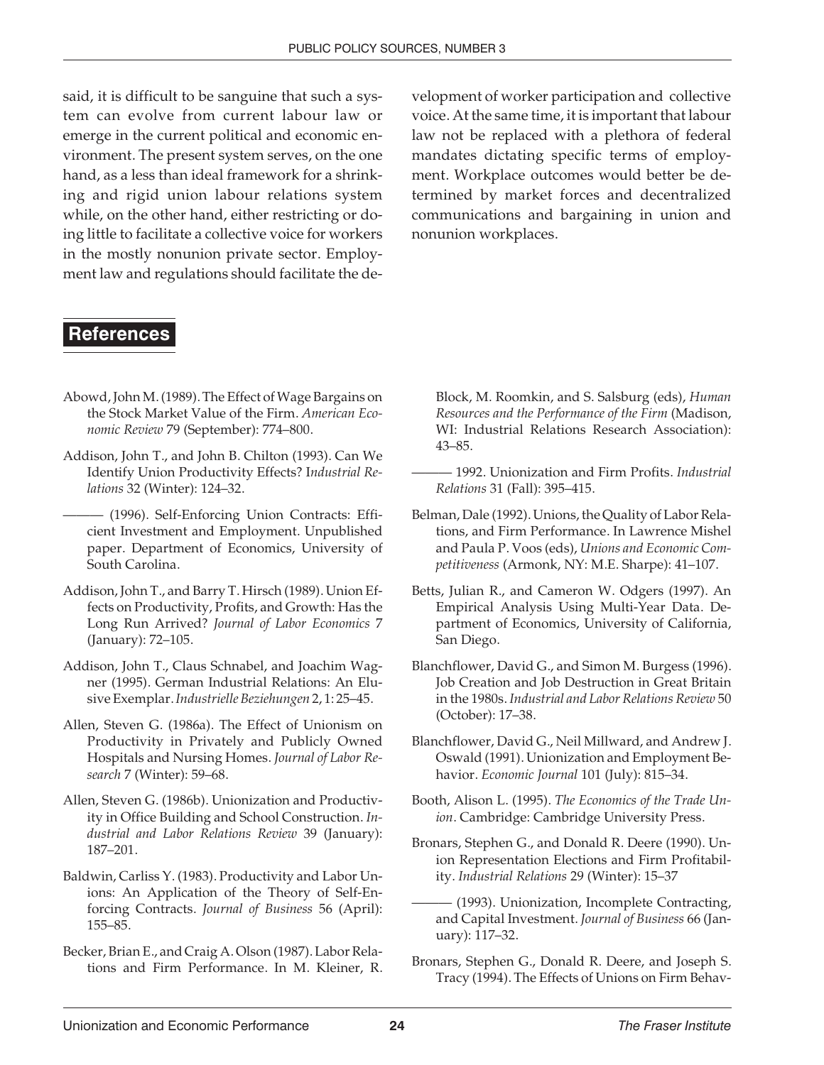said, it is difficult to be sanguine that such a system can evolve from current labour law or emerge in the current political and economic environment. The present system serves, on the one hand, as a less than ideal framework for a shrinking and rigid union labour relations system while, on the other hand, either restricting or doing little to facilitate a collective voice for workers in the mostly nonunion private sector. Employment law and regulations should facilitate the development of worker participation and collective voice. At the same time, it is important that labour law not be replaced with a plethora of federal mandates dictating specific terms of employment. Workplace outcomes would better be determined by market forces and decentralized communications and bargaining in union and nonunion workplaces.

## References

Abowd, John M. (1989). The Effect of Wage Bargains on the Stock Market Value of the Firm. *American Economic Review* 79 (September): 774–800.

Addison, John T., and John B. Chilton (1993). Can We Identify Union Productivity Effects? I*ndustrial Relations* 32 (Winter): 124–32.

——— (1996). Self-Enforcing Union Contracts: Efficient Investment and Employment. Unpublished paper. Department of Economics, University of South Carolina.

Addison, John T., and Barry T. Hirsch (1989). Union Effects on Productivity, Profits, and Growth: Has the Long Run Arrived? *Journal of Labor Economics* 7 (January): 72–105.

Addison, John T., Claus Schnabel, and Joachim Wagner (1995). German Industrial Relations: An Elusive Exemplar. *Industrielle Beziehungen* 2, 1: 25–45.

Allen, Steven G. (1986a). The Effect of Unionism on Productivity in Privately and Publicly Owned Hospitals and Nursing Homes. *Journal of Labor Research* 7 (Winter): 59–68.

Allen, Steven G. (1986b). Unionization and Productivity in Office Building and School Construction. *Industrial and Labor Relations Review* 39 (January): 187–201.

Baldwin, Carliss Y. (1983). Productivity and Labor Unions: An Application of the Theory of Self-Enforcing Contracts. *Journal of Business* 56 (April): 155–85.

Becker, Brian E., and Craig A. Olson (1987). Labor Relations and Firm Performance. In M. Kleiner, R. Block, M. Roomkin, and S. Salsburg (eds), *Human Resources and the Performance of the Firm* (Madison, WI: Industrial Relations Research Association): 43–85.

——— 1992. Unionization and Firm Profits. *Industrial Relations* 31 (Fall): 395–415.

Belman, Dale (1992). Unions, the Quality of Labor Relations, and Firm Performance. In Lawrence Mishel and Paula P. Voos (eds), *Unions and Economic Competitiveness* (Armonk, NY: M.E. Sharpe): 41–107.

Betts, Julian R., and Cameron W. Odgers (1997). An Empirical Analysis Using Multi-Year Data. Department of Economics, University of California, San Diego.

Blanchflower, David G., and Simon M. Burgess (1996). Job Creation and Job Destruction in Great Britain in the 1980s. *Industrial and Labor Relations Review* 50 (October): 17–38.

Blanchflower, David G., Neil Millward, and Andrew J. Oswald (1991). Unionization and Employment Behavior. *Economic Journal* 101 (July): 815–34.

Booth, Alison L. (1995). *The Economics of the Trade Union*. Cambridge: Cambridge University Press.

Bronars, Stephen G., and Donald R. Deere (1990). Union Representation Elections and Firm Profitability. *Industrial Relations* 29 (Winter): 15–37

——— (1993). Unionization, Incomplete Contracting, and Capital Investment. *Journal of Business* 66 (January): 117–32.

Bronars, Stephen G., Donald R. Deere, and Joseph S. Tracy (1994). The Effects of Unions on Firm Behav-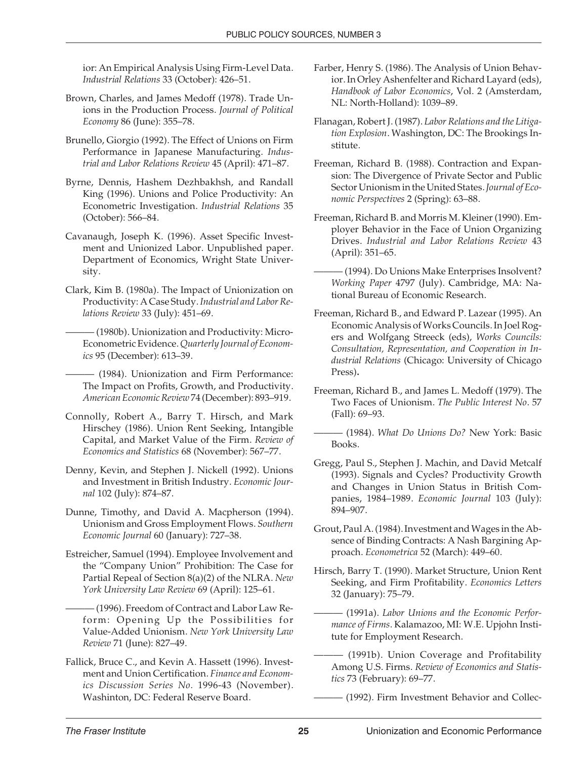ior: An Empirical Analysis Using Firm-Level Data. *Industrial Relations* 33 (October): 426–51.

Brown, Charles, and James Medoff (1978). Trade Unions in the Production Process. *Journal of Political Economy* 86 (June): 355–78.

Brunello, Giorgio (1992). The Effect of Unions on Firm Performance in Japanese Manufacturing. *Industrial and Labor Relations Review* 45 (April): 471–87.

Byrne, Dennis, Hashem Dezhbakhsh, and Randall King (1996). Unions and Police Productivity: An Econometric Investigation. *Industrial Relations* 35 (October): 566–84.

Cavanaugh, Joseph K. (1996). Asset Specific Investment and Unionized Labor. Unpublished paper. Department of Economics, Wright State University.

Clark, Kim B. (1980a). The Impact of Unionization on Productivity: A Case Study. *Industrial and Labor Relations Review* 33 (July): 451–69.

——— (1980b). Unionization and Productivity: Micro-Econometric Evidence. *Quarterly Journal of Economics* 95 (December): 613–39.

——— (1984). Unionization and Firm Performance: The Impact on Profits, Growth, and Productivity. *American Economic Review* 74 (December): 893–919.

Connolly, Robert A., Barry T. Hirsch, and Mark Hirschey (1986). Union Rent Seeking, Intangible Capital, and Market Value of the Firm. *Review of Economics and Statistics* 68 (November): 567–77.

Denny, Kevin, and Stephen J. Nickell (1992). Unions and Investment in British Industry. *Economic Journal* 102 (July): 874–87.

Dunne, Timothy, and David A. Macpherson (1994). Unionism and Gross Employment Flows. *Southern Economic Journal* 60 (January): 727–38.

Estreicher, Samuel (1994). Employee Involvement and the "Company Union" Prohibition: The Case for Partial Repeal of Section 8(a)(2) of the NLRA. *New York University Law Review* 69 (April): 125–61.

——— (1996). Freedom of Contract and Labor Law Reform: Opening Up the Possibilities for Value-Added Unionism. *New York University Law Review* 71 (June): 827–49.

Fallick, Bruce C., and Kevin A. Hassett (1996). Investment and Union Certification. *Finance and Economics Discussion Series No.* 1996-43 (November). Washinton, DC: Federal Reserve Board.

Farber, Henry S. (1986). The Analysis of Union Behavior. In Orley Ashenfelter and Richard Layard (eds), *Handbook of Labor Economics*, Vol. 2 (Amsterdam, NL: North-Holland): 1039–89.

Flanagan, Robert J. (1987). *Labor Relations and the Litigation Explosion*. Washington, DC: The Brookings Institute.

Freeman, Richard B. (1988). Contraction and Expansion: The Divergence of Private Sector and Public Sector Unionism in the United States. *Journal of Economic Perspectives* 2 (Spring): 63–88.

Freeman, Richard B. and Morris M. Kleiner (1990). Employer Behavior in the Face of Union Organizing Drives. *Industrial and Labor Relations Review* 43 (April): 351–65.

——— (1994). Do Unions Make Enterprises Insolvent? *Working Paper* 4797 (July). Cambridge, MA: National Bureau of Economic Research.

Freeman, Richard B., and Edward P. Lazear (1995). An Economic Analysis of Works Councils. In Joel Rogers and Wolfgang Streeck (eds), *Works Councils: Consultation, Representation, and Cooperation in Industrial Relations* (Chicago: University of Chicago Press).

Freeman, Richard B., and James L. Medoff (1979). The Two Faces of Unionism. *The Public Interest No*. 57 (Fall): 69–93.

——— (1984). *What Do Unions Do?* New York: Basic Books.

Gregg, Paul S., Stephen J. Machin, and David Metcalf (1993). Signals and Cycles? Productivity Growth and Changes in Union Status in British Companies, 1984–1989. *Economic Journal* 103 (July): 894–907.

Grout, Paul A. (1984). Investment and Wages in the Absence of Binding Contracts: A Nash Bargining Approach. *Econometrica* 52 (March): 449–60.

Hirsch, Barry T. (1990). Market Structure, Union Rent Seeking, and Firm Profitability. *Economics Letters* 32 (January): 75–79.

——— (1991a). *Labor Unions and the Economic Performance of Firms*. Kalamazoo, MI: W.E. Upjohn Institute for Employment Research.

——— (1991b). Union Coverage and Profitability Among U.S. Firms. *Review of Economics and Statistics* 73 (February): 69–77.

——— (1992). Firm Investment Behavior and Collec-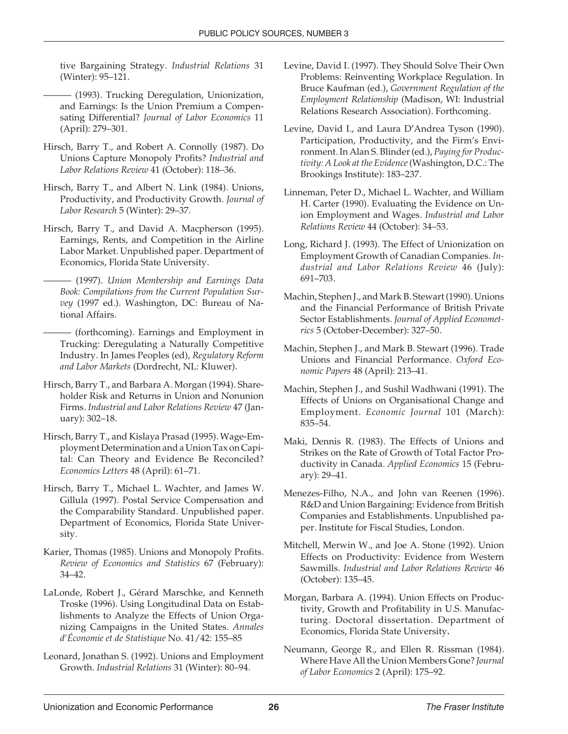tive Bargaining Strategy. *Industrial Relations* 31 (Winter): 95–121.

——— (1993). Trucking Deregulation, Unionization, and Earnings: Is the Union Premium a Compensating Differential? *Journal of Labor Economics* 11 (April): 279–301.

Hirsch, Barry T., and Robert A. Connolly (1987). Do Unions Capture Monopoly Profits? *Industrial and Labor Relations Review* 41 (October): 118–36.

Hirsch, Barry T., and Albert N. Link (1984). Unions, Productivity, and Productivity Growth. *Journal of Labor Research* 5 (Winter): 29–37.

Hirsch, Barry T., and David A. Macpherson (1995). Earnings, Rents, and Competition in the Airline Labor Market. Unpublished paper. Department of Economics, Florida State University.

——— (1997). *Union Membership and Earnings Data Book: Compilations from the Current Population Survey* (1997 ed.). Washington, DC: Bureau of National Affairs.

——— (forthcoming). Earnings and Employment in Trucking: Deregulating a Naturally Competitive Industry. In James Peoples (ed), *Regulatory Reform and Labor Markets* (Dordrecht, NL: Kluwer).

Hirsch, Barry T., and Barbara A. Morgan (1994). Shareholder Risk and Returns in Union and Nonunion Firms. *Industrial and Labor Relations Review* 47 (January): 302–18.

Hirsch, Barry T., and Kislaya Prasad (1995). Wage-Employment Determination and a Union Tax on Capital: Can Theory and Evidence Be Reconciled? *Economics Letters* 48 (April): 61–71.

Hirsch, Barry T., Michael L. Wachter, and James W. Gillula (1997). Postal Service Compensation and the Comparability Standard. Unpublished paper. Department of Economics, Florida State University.

Karier, Thomas (1985). Unions and Monopoly Profits. *Review of Economics and Statistics* 67 (February): 34–42.

LaLonde, Robert J., Gérard Marschke, and Kenneth Troske (1996). Using Longitudinal Data on Establishments to Analyze the Effects of Union Organizing Campaigns in the United States. *Annales d'Économie et de Statistique* No. 41/42: 155–85

Leonard, Jonathan S. (1992). Unions and Employment Growth. *Industrial Relations* 31 (Winter): 80–94.

Levine, David I. (1997). They Should Solve Their Own Problems: Reinventing Workplace Regulation. In Bruce Kaufman (ed.), *Government Regulation of the Employment Relationship* (Madison, WI: Industrial Relations Research Association). Forthcoming.

Levine, David I., and Laura D'Andrea Tyson (1990). Participation, Productivity, and the Firm's Environment. In Alan S. Blinder (ed.), *Paying for Productivity: A Look at the Evidence* (Washington, D.C.: The Brookings Institute): 183–237.

Linneman, Peter D., Michael L. Wachter, and William H. Carter (1990). Evaluating the Evidence on Union Employment and Wages. *Industrial and Labor Relations Review* 44 (October): 34–53.

Long, Richard J. (1993). The Effect of Unionization on Employment Growth of Canadian Companies. *Industrial and Labor Relations Review* 46 (July): 691–703.

Machin, Stephen J., and Mark B. Stewart (1990). Unions and the Financial Performance of British Private Sector Establishments. *Journal of Applied Econometrics* 5 (October-December): 327–50.

Machin, Stephen J., and Mark B. Stewart (1996). Trade Unions and Financial Performance. *Oxford Economic Papers* 48 (April): 213–41.

Machin, Stephen J., and Sushil Wadhwani (1991). The Effects of Unions on Organisational Change and Employment. *Economic Journal* 101 (March): 835–54.

Maki, Dennis R. (1983). The Effects of Unions and Strikes on the Rate of Growth of Total Factor Productivity in Canada. *Applied Economics* 15 (February): 29–41.

Menezes-Filho, N.A., and John van Reenen (1996). R&D and Union Bargaining: Evidence from British Companies and Establishments. Unpublished paper. Institute for Fiscal Studies, London.

Mitchell, Merwin W., and Joe A. Stone (1992). Union Effects on Productivity: Evidence from Western Sawmills. *Industrial and Labor Relations Review* 46 (October): 135–45.

Morgan, Barbara A. (1994). Union Effects on Productivity, Growth and Profitability in U.S. Manufacturing. Doctoral dissertation. Department of Economics, Florida State University.

Neumann, George R., and Ellen R. Rissman (1984). Where Have All the Union Members Gone? *Journal of Labor Economics* 2 (April): 175–92.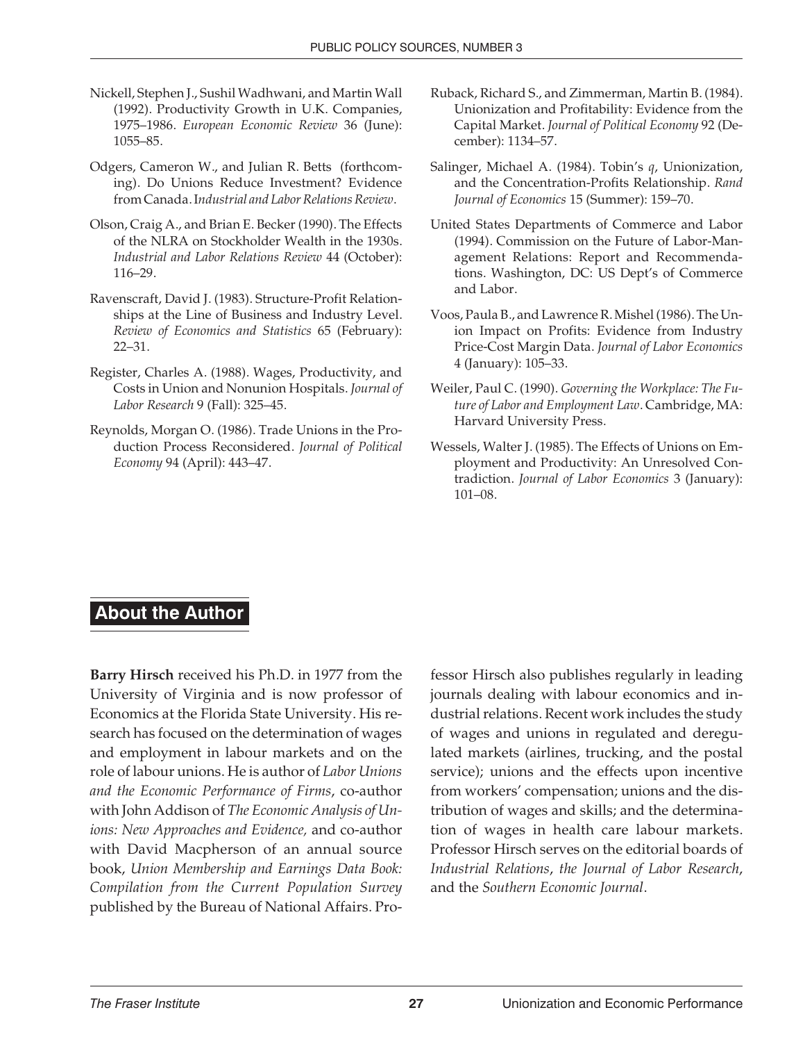Nickell, Stephen J., Sushil Wadhwani, and Martin Wall (1992). Productivity Growth in U.K. Companies, 1975–1986. *European Economic Review* 36 (June): 1055–85.

Odgers, Cameron W., and Julian R. Betts (forthcoming). Do Unions Reduce Investment? Evidence from Canada. I*ndustrial and Labor Relations Review*.

Olson, Craig A., and Brian E. Becker (1990). The Effects of the NLRA on Stockholder Wealth in the 1930s. *Industrial and Labor Relations Review* 44 (October): 116–29.

Ravenscraft, David J. (1983). Structure-Profit Relationships at the Line of Business and Industry Level. *Review of Economics and Statistics* 65 (February): 22–31.

Register, Charles A. (1988). Wages, Productivity, and Costs in Union and Nonunion Hospitals. *Journal of Labor Research* 9 (Fall): 325–45.

Reynolds, Morgan O. (1986). Trade Unions in the Production Process Reconsidered. *Journal of Political Economy* 94 (April): 443–47.

Ruback, Richard S., and Zimmerman, Martin B. (1984). Unionization and Profitability: Evidence from the Capital Market. *Journal of Political Economy* 92 (December): 1134–57.

Salinger, Michael A. (1984). Tobin's *q*, Unionization, and the Concentration-Profits Relationship. *Rand Journal of Economics* 15 (Summer): 159–70.

United States Departments of Commerce and Labor (1994). Commission on the Future of Labor-Management Relations: Report and Recommendations. Washington, DC: US Dept's of Commerce and Labor.

Voos, Paula B., and Lawrence R. Mishel (1986). The Union Impact on Profits: Evidence from Industry Price-Cost Margin Data. *Journal of Labor Economics* 4 (January): 105–33.

Weiler, Paul C. (1990). *Governing the Workplace: The Future of Labor and Employment Law*. Cambridge, MA: Harvard University Press.

Wessels, Walter J. (1985). The Effects of Unions on Employment and Productivity: An Unresolved Contradiction. *Journal of Labor Economics* 3 (January): 101–08.

## About the Author

**Barry Hirsch** received his Ph.D. in 1977 from the University of Virginia and is now professor of Economics at the Florida State University. His research has focused on the determination of wages and employment in labour markets and on the role of labour unions. He is author of *Labor Unions and the Economic Performance of Firms*, co-author with John Addison of *The Economic Analysis of Unions: New Approaches and Evidence,* and co-author with David Macpherson of an annual source book, *Union Membership and Earnings Data Book: Compilation from the Current Population Survey* published by the Bureau of National Affairs. Professor Hirsch also publishes regularly in leading journals dealing with labour economics and industrial relations. Recent work includes the study of wages and unions in regulated and deregulated markets (airlines, trucking, and the postal service); unions and the effects upon incentive from workers' compensation; unions and the distribution of wages and skills; and the determination of wages in health care labour markets. Professor Hirsch serves on the editorial boards of *Industrial Relations*, *the Journal of Labor Research*, and the *Southern Economic Journal*.